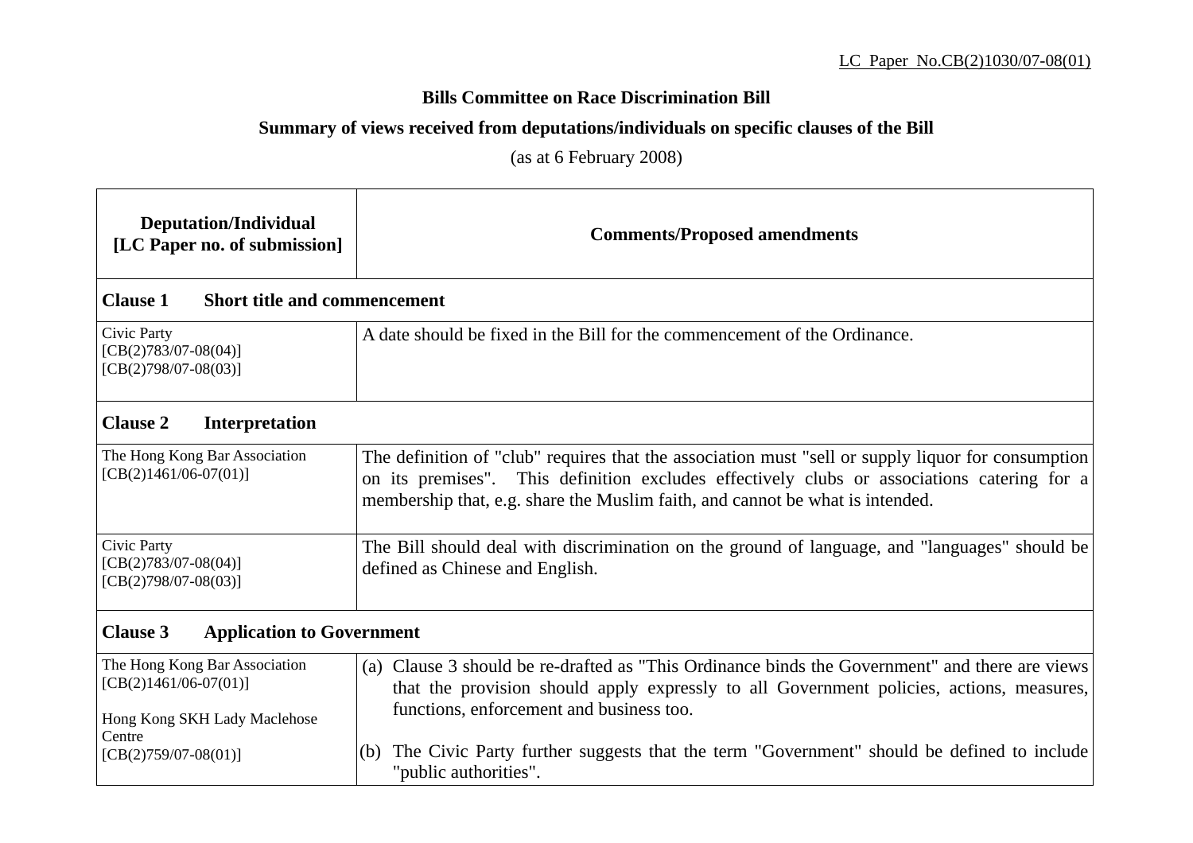LC Paper No.CB(2)1030/07-08(01)

# Bills Committee on Race Discrimination Bill

## Summary of views received from deputations/individuals on specific clauses of the Bill

(as at 6 February 2008)

| Deputation/Individual [LC Paper no. of submission] | Comments/Proposed amendments |
|---|---|
| **Clause 1 Short title and commencement** | |
| Civic Party [CB(2)783/07-08(04)] [CB(2)798/07-08(03)] | A date should be fixed in the Bill for the commencement of the Ordinance. |
| **Clause 2 Interpretation** | |
| The Hong Kong Bar Association [CB(2)1461/06-07(01)] | The definition of "club" requires that the association must "sell or supply liquor for consumption on its premises". This definition excludes effectively clubs or associations catering for a membership that, e.g. share the Muslim faith, and cannot be what is intended. |
| Civic Party [CB(2)783/07-08(04)] [CB(2)798/07-08(03)] | The Bill should deal with discrimination on the ground of language, and "languages" should be defined as Chinese and English. |
| **Clause 3 Application to Government** | |
| The Hong Kong Bar Association [CB(2)1461/06-07(01)]<br><br>Hong Kong SKH Lady Maclehose Centre [CB(2)759/07-08(01)] | (a) Clause 3 should be re-drafted as "This Ordinance binds the Government" and there are views that the provision should apply expressly to all Government policies, actions, measures, functions, enforcement and business too.<br><br>(b) The Civic Party further suggests that the term "Government" should be defined to include "public authorities". |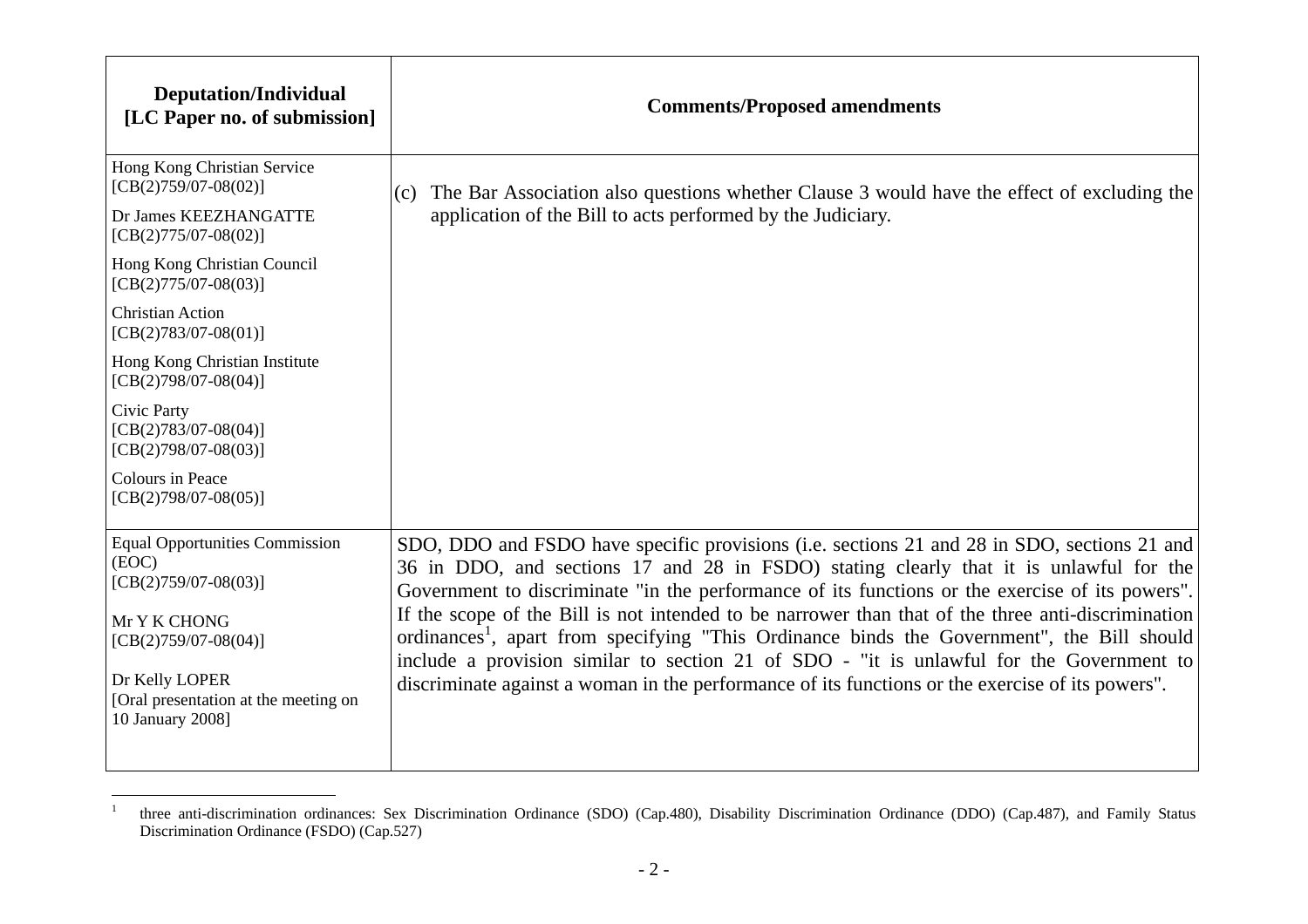| Deputation/Individual [LC Paper no. of submission] | Comments/Proposed amendments |
|---|---|
| Hong Kong Christian Service [CB(2)759/07-08(02)]<br><br>Dr James KEEZHANGATTE [CB(2)775/07-08(02)]<br><br>Hong Kong Christian Council [CB(2)775/07-08(03)]<br><br>Christian Action [CB(2)783/07-08(01)]<br><br>Hong Kong Christian Institute [CB(2)798/07-08(04)]<br><br>Civic Party [CB(2)783/07-08(04)] [CB(2)798/07-08(03)]<br><br>Colours in Peace [CB(2)798/07-08(05)] | (c) The Bar Association also questions whether Clause 3 would have the effect of excluding the application of the Bill to acts performed by the Judiciary. |
| Equal Opportunities Commission (EOC) [CB(2)759/07-08(03)]<br><br>Mr Y K CHONG [CB(2)759/07-08(04)]<br><br>Dr Kelly LOPER [Oral presentation at the meeting on 10 January 2008] | SDO, DDO and FSDO have specific provisions (i.e. sections 21 and 28 in SDO, sections 21 and 36 in DDO, and sections 17 and 28 in FSDO) stating clearly that it is unlawful for the Government to discriminate "in the performance of its functions or the exercise of its powers". If the scope of the Bill is not intended to be narrower than that of the three anti-discrimination ordinances[1], apart from specifying "This Ordinance binds the Government", the Bill should include a provision similar to section 21 of SDO - "it is unlawful for the Government to discriminate against a woman in the performance of its functions or the exercise of its powers". |

[1] three anti-discrimination ordinances: Sex Discrimination Ordinance (SDO) (Cap.480), Disability Discrimination Ordinance (DDO) (Cap.487), and Family Status Discrimination Ordinance (FSDO) (Cap.527)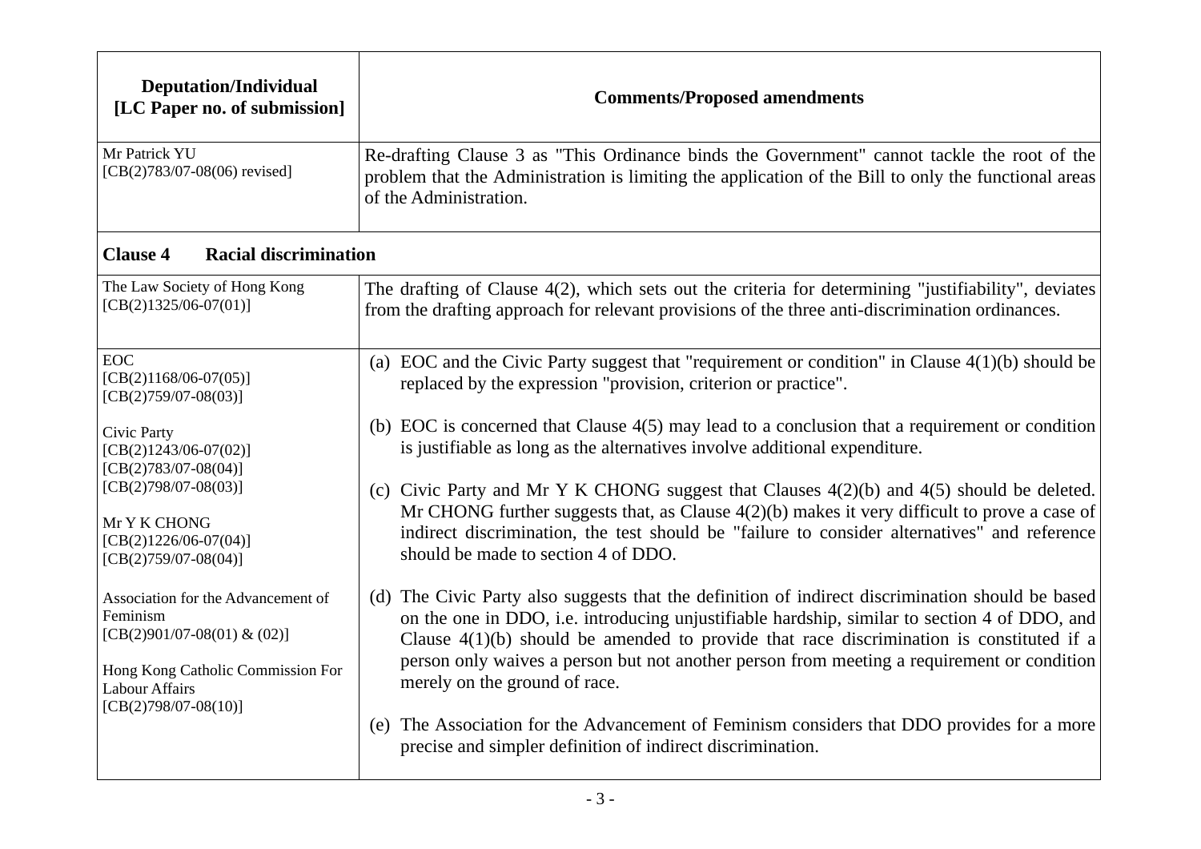| Deputation/Individual [LC Paper no. of submission] | Comments/Proposed amendments |
|---|---|
| Mr Patrick YU [CB(2)783/07-08(06) revised] | Re-drafting Clause 3 as "This Ordinance binds the Government" cannot tackle the root of the problem that the Administration is limiting the application of the Bill to only the functional areas of the Administration. |
| **Clause 4 Racial discrimination** | |
| The Law Society of Hong Kong [CB(2)1325/06-07(01)] | The drafting of Clause 4(2), which sets out the criteria for determining "justifiability", deviates from the drafting approach for relevant provisions of the three anti-discrimination ordinances. |
| EOC [CB(2)1168/06-07(05)] [CB(2)759/07-08(03)]<br><br>Civic Party [CB(2)1243/06-07(02)] [CB(2)783/07-08(04)] [CB(2)798/07-08(03)]<br><br>Mr Y K CHONG [CB(2)1226/06-07(04)] [CB(2)759/07-08(04)]<br><br>Association for the Advancement of Feminism [CB(2)901/07-08(01) & (02)]<br><br>Hong Kong Catholic Commission For Labour Affairs [CB(2)798/07-08(10)] | (a) EOC and the Civic Party suggest that "requirement or condition" in Clause 4(1)(b) should be replaced by the expression "provision, criterion or practice".<br><br>(b) EOC is concerned that Clause 4(5) may lead to a conclusion that a requirement or condition is justifiable as long as the alternatives involve additional expenditure.<br><br>(c) Civic Party and Mr Y K CHONG suggest that Clauses 4(2)(b) and 4(5) should be deleted. Mr CHONG further suggests that, as Clause 4(2)(b) makes it very difficult to prove a case of indirect discrimination, the test should be "failure to consider alternatives" and reference should be made to section 4 of DDO.<br><br>(d) The Civic Party also suggests that the definition of indirect discrimination should be based on the one in DDO, i.e. introducing unjustifiable hardship, similar to section 4 of DDO, and Clause 4(1)(b) should be amended to provide that race discrimination is constituted if a person only waives a person but not another person from meeting a requirement or condition merely on the ground of race.<br><br>(e) The Association for the Advancement of Feminism considers that DDO provides for a more precise and simpler definition of indirect discrimination. |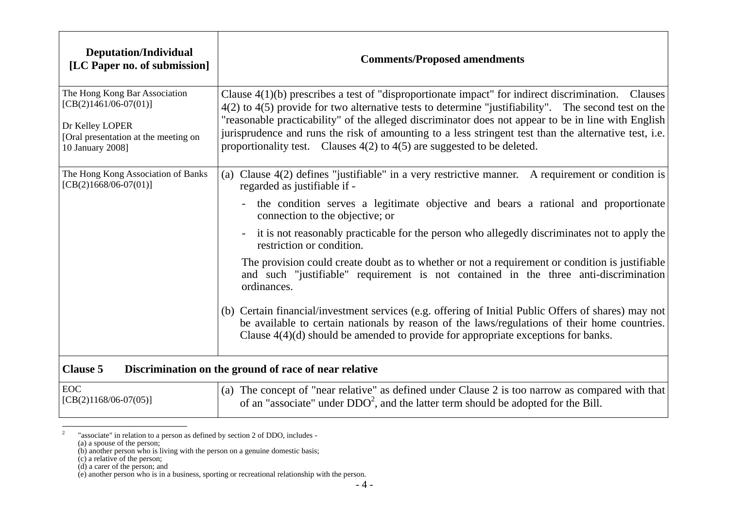| Deputation/Individual [LC Paper no. of submission] | Comments/Proposed amendments |
|---|---|
| The Hong Kong Bar Association [CB(2)1461/06-07(01)]<br><br>Dr Kelley LOPER [Oral presentation at the meeting on 10 January 2008] | Clause 4(1)(b) prescribes a test of "disproportionate impact" for indirect discrimination. Clauses 4(2) to 4(5) provide for two alternative tests to determine "justifiability". The second test on the "reasonable practicability" of the alleged discriminator does not appear to be in line with English jurisprudence and runs the risk of amounting to a less stringent test than the alternative test, i.e. proportionality test. Clauses 4(2) to 4(5) are suggested to be deleted. |
| The Hong Kong Association of Banks [CB(2)1668/06-07(01)] | (a) Clause 4(2) defines "justifiable" in a very restrictive manner. A requirement or condition is regarded as justifiable if -<br>- the condition serves a legitimate objective and bears a rational and proportionate connection to the objective; or<br>- it is not reasonably practicable for the person who allegedly discriminates not to apply the restriction or condition.<br><br>The provision could create doubt as to whether or not a requirement or condition is justifiable and such "justifiable" requirement is not contained in the three anti-discrimination ordinances.<br><br>(b) Certain financial/investment services (e.g. offering of Initial Public Offers of shares) may not be available to certain nationals by reason of the laws/regulations of their home countries. Clause 4(4)(d) should be amended to provide for appropriate exceptions for banks. |
| **Clause 5 Discrimination on the ground of race of near relative** | |
| EOC [CB(2)1168/06-07(05)] | (a) The concept of "near relative" as defined under Clause 2 is too narrow as compared with that of an "associate" under DDO[2], and the latter term should be adopted for the Bill. |

[2] "associate" in relation to a person as defined by section 2 of DDO, includes -
(a) a spouse of the person;
(b) another person who is living with the person on a genuine domestic basis;
(c) a relative of the person;
(d) a carer of the person; and
(e) another person who is in a business, sporting or recreational relationship with the person.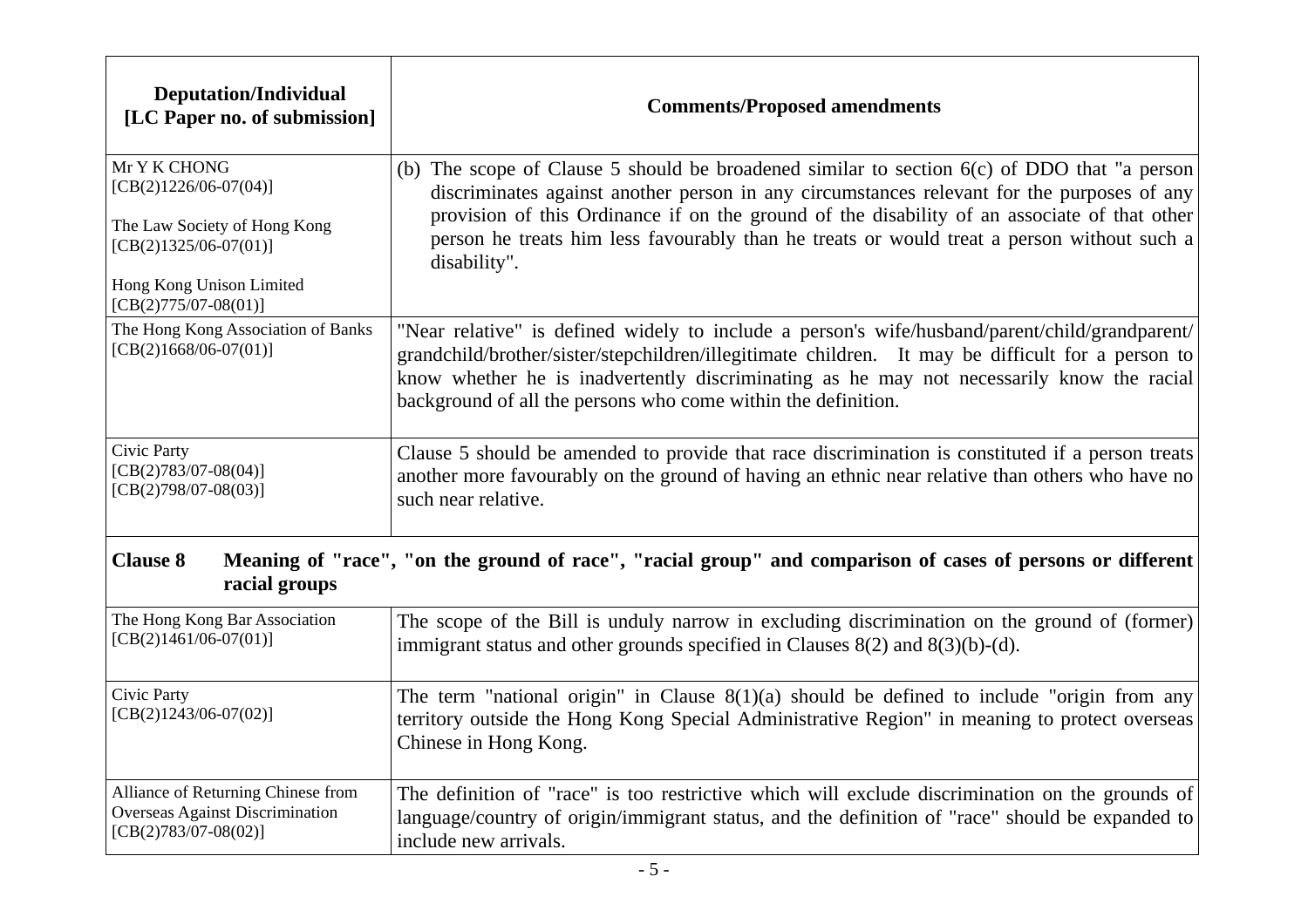| Deputation/Individual [LC Paper no. of submission] | Comments/Proposed amendments |
| --- | --- |
| Mr Y K CHONG [CB(2)1226/06-07(04)]<br><br>The Law Society of Hong Kong [CB(2)1325/06-07(01)]<br><br>Hong Kong Unison Limited [CB(2)775/07-08(01)] | (b) The scope of Clause 5 should be broadened similar to section 6(c) of DDO that "a person discriminates against another person in any circumstances relevant for the purposes of any provision of this Ordinance if on the ground of the disability of an associate of that other person he treats him less favourably than he treats or would treat a person without such a disability". |
| The Hong Kong Association of Banks [CB(2)1668/06-07(01)] | "Near relative" is defined widely to include a person's wife/husband/parent/child/grandparent/ grandchild/brother/sister/stepchildren/illegitimate children. It may be difficult for a person to know whether he is inadvertently discriminating as he may not necessarily know the racial background of all the persons who come within the definition. |
| Civic Party [CB(2)783/07-08(04)] [CB(2)798/07-08(03)] | Clause 5 should be amended to provide that race discrimination is constituted if a person treats another more favourably on the ground of having an ethnic near relative than others who have no such near relative. |
| **Clause 8** | **Meaning of "race", "on the ground of race", "racial group" and comparison of cases of persons or different racial groups** |
| The Hong Kong Bar Association [CB(2)1461/06-07(01)] | The scope of the Bill is unduly narrow in excluding discrimination on the ground of (former) immigrant status and other grounds specified in Clauses 8(2) and 8(3)(b)-(d). |
| Civic Party [CB(2)1243/06-07(02)] | The term "national origin" in Clause 8(1)(a) should be defined to include "origin from any territory outside the Hong Kong Special Administrative Region" in meaning to protect overseas Chinese in Hong Kong. |
| Alliance of Returning Chinese from Overseas Against Discrimination [CB(2)783/07-08(02)] | The definition of "race" is too restrictive which will exclude discrimination on the grounds of language/country of origin/immigrant status, and the definition of "race" should be expanded to include new arrivals. |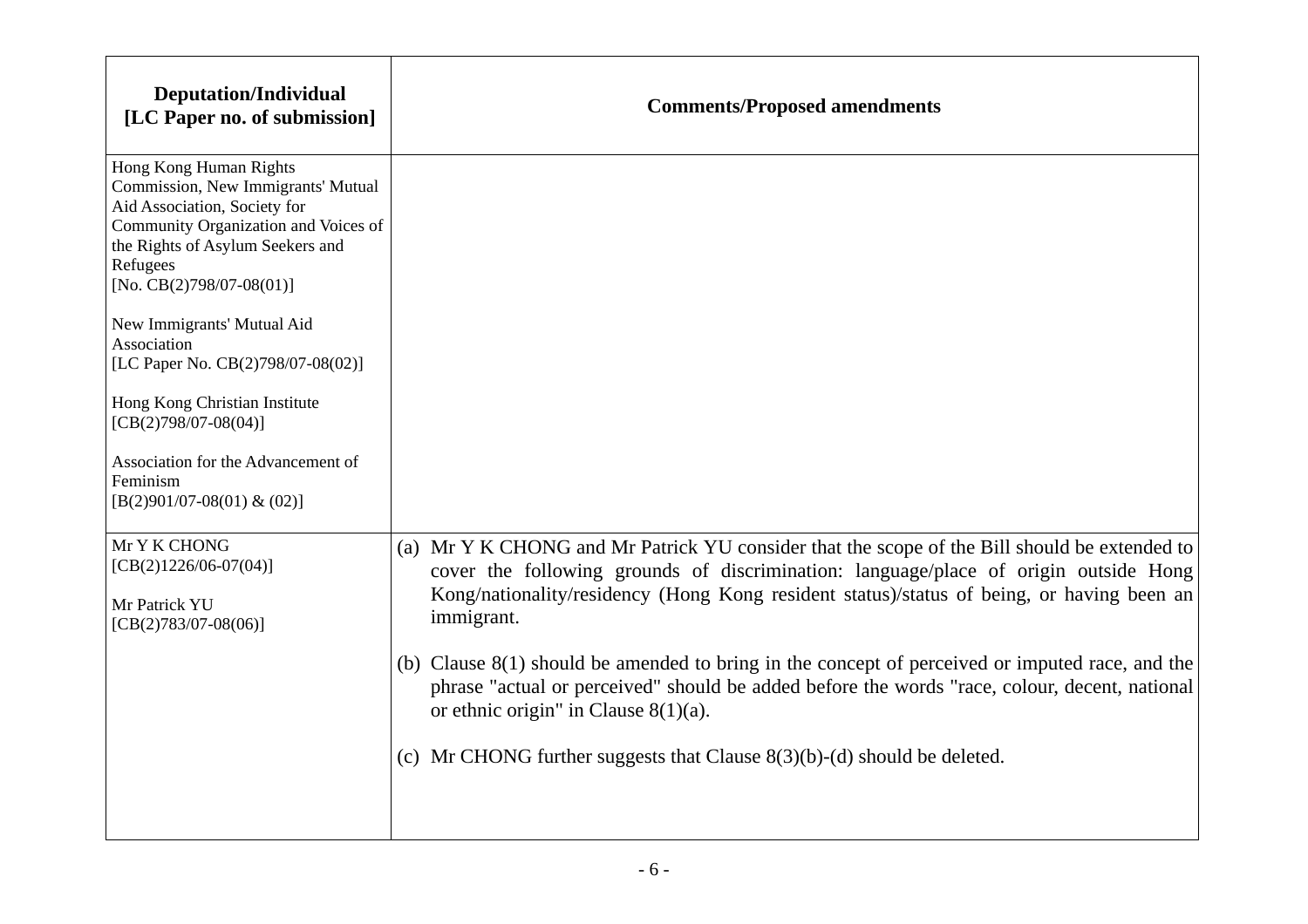| Deputation/Individual [LC Paper no. of submission] | Comments/Proposed amendments |
|---|---|
| Hong Kong Human Rights Commission, New Immigrants' Mutual Aid Association, Society for Community Organization and Voices of the Rights of Asylum Seekers and Refugees [No. CB(2)798/07-08(01)]<br><br>New Immigrants' Mutual Aid Association [LC Paper No. CB(2)798/07-08(02)]<br><br>Hong Kong Christian Institute [CB(2)798/07-08(04)]<br><br>Association for the Advancement of Feminism [B(2)901/07-08(01) & (02)] | |
| Mr Y K CHONG [CB(2)1226/06-07(04)]<br><br>Mr Patrick YU [CB(2)783/07-08(06)] | (a) Mr Y K CHONG and Mr Patrick YU consider that the scope of the Bill should be extended to cover the following grounds of discrimination: language/place of origin outside Hong Kong/nationality/residency (Hong Kong resident status)/status of being, or having been an immigrant.<br><br>(b) Clause 8(1) should be amended to bring in the concept of perceived or imputed race, and the phrase "actual or perceived" should be added before the words "race, colour, decent, national or ethnic origin" in Clause 8(1)(a).<br><br>(c) Mr CHONG further suggests that Clause 8(3)(b)-(d) should be deleted. |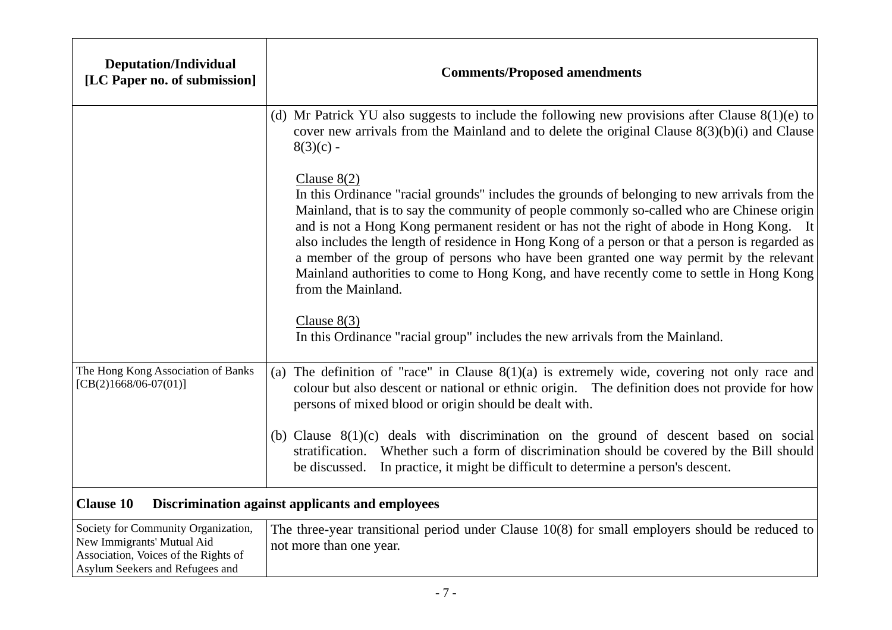| Deputation/Individual [LC Paper no. of submission] | Comments/Proposed amendments |
|---|---|
| | (d) Mr Patrick YU also suggests to include the following new provisions after Clause 8(1)(e) to cover new arrivals from the Mainland and to delete the original Clause 8(3)(b)(i) and Clause 8(3)(c) -<br><br><u>Clause 8(2)</u><br>In this Ordinance "racial grounds" includes the grounds of belonging to new arrivals from the Mainland, that is to say the community of people commonly so-called who are Chinese origin and is not a Hong Kong permanent resident or has not the right of abode in Hong Kong. It also includes the length of residence in Hong Kong of a person or that a person is regarded as a member of the group of persons who have been granted one way permit by the relevant Mainland authorities to come to Hong Kong, and have recently come to settle in Hong Kong from the Mainland.<br><br><u>Clause 8(3)</u><br>In this Ordinance "racial group" includes the new arrivals from the Mainland. |
| The Hong Kong Association of Banks [CB(2)1668/06-07(01)] | (a) The definition of "race" in Clause 8(1)(a) is extremely wide, covering not only race and colour but also descent or national or ethnic origin. The definition does not provide for how persons of mixed blood or origin should be dealt with.<br><br>(b) Clause 8(1)(c) deals with discrimination on the ground of descent based on social stratification. Whether such a form of discrimination should be covered by the Bill should be discussed. In practice, it might be difficult to determine a person's descent. |
| **Clause 10 Discrimination against applicants and employees** | |
| Society for Community Organization, New Immigrants' Mutual Aid Association, Voices of the Rights of Asylum Seekers and Refugees and | The three-year transitional period under Clause 10(8) for small employers should be reduced to not more than one year. |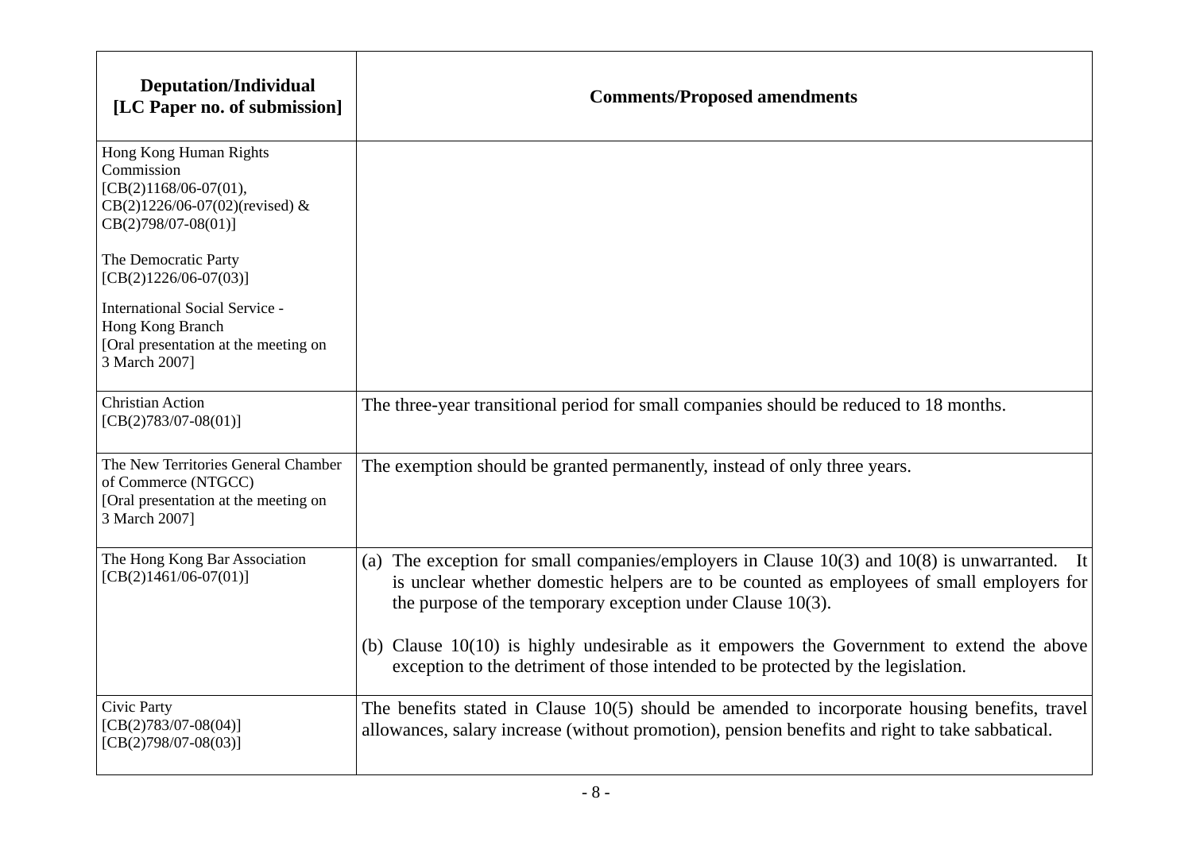| Deputation/Individual [LC Paper no. of submission] | Comments/Proposed amendments |
|---|---|
| Hong Kong Human Rights Commission [CB(2)1168/06-07(01), CB(2)1226/06-07(02)(revised) & CB(2)798/07-08(01)]<br><br>The Democratic Party [CB(2)1226/06-07(03)]<br><br>International Social Service - Hong Kong Branch [Oral presentation at the meeting on 3 March 2007] | |
| Christian Action [CB(2)783/07-08(01)] | The three-year transitional period for small companies should be reduced to 18 months. |
| The New Territories General Chamber of Commerce (NTGCC) [Oral presentation at the meeting on 3 March 2007] | The exemption should be granted permanently, instead of only three years. |
| The Hong Kong Bar Association [CB(2)1461/06-07(01)] | (a) The exception for small companies/employers in Clause 10(3) and 10(8) is unwarranted. It is unclear whether domestic helpers are to be counted as employees of small employers for the purpose of the temporary exception under Clause 10(3).<br><br>(b) Clause 10(10) is highly undesirable as it empowers the Government to extend the above exception to the detriment of those intended to be protected by the legislation. |
| Civic Party [CB(2)783/07-08(04)] [CB(2)798/07-08(03)] | The benefits stated in Clause 10(5) should be amended to incorporate housing benefits, travel allowances, salary increase (without promotion), pension benefits and right to take sabbatical. |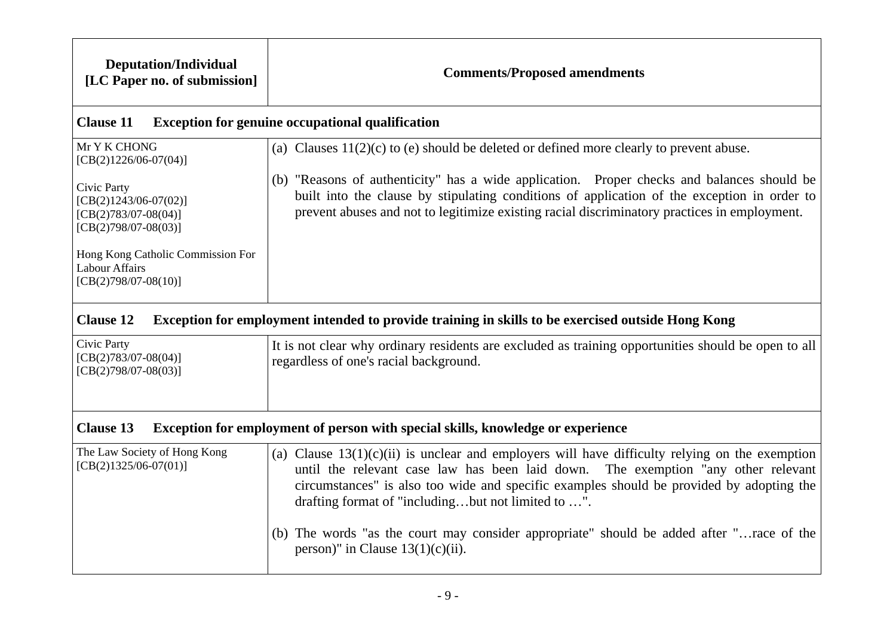| Deputation/Individual [LC Paper no. of submission] | Comments/Proposed amendments |
|---|---|
| **Clause 11 Exception for genuine occupational qualification** | |
| Mr Y K CHONG [CB(2)1226/06-07(04)]<br><br>Civic Party [CB(2)1243/06-07(02)] [CB(2)783/07-08(04)] [CB(2)798/07-08(03)]<br><br>Hong Kong Catholic Commission For Labour Affairs [CB(2)798/07-08(10)] | (a) Clauses 11(2)(c) to (e) should be deleted or defined more clearly to prevent abuse.<br><br>(b) "Reasons of authenticity" has a wide application. Proper checks and balances should be built into the clause by stipulating conditions of application of the exception in order to prevent abuses and not to legitimize existing racial discriminatory practices in employment. |
| **Clause 12 Exception for employment intended to provide training in skills to be exercised outside Hong Kong** | |
| Civic Party [CB(2)783/07-08(04)] [CB(2)798/07-08(03)] | It is not clear why ordinary residents are excluded as training opportunities should be open to all regardless of one's racial background. |
| **Clause 13 Exception for employment of person with special skills, knowledge or experience** | |
| The Law Society of Hong Kong [CB(2)1325/06-07(01)] | (a) Clause 13(1)(c)(ii) is unclear and employers will have difficulty relying on the exemption until the relevant case law has been laid down. The exemption "any other relevant circumstances" is also too wide and specific examples should be provided by adopting the drafting format of "including…but not limited to …".<br><br>(b) The words "as the court may consider appropriate" should be added after "…race of the person)" in Clause 13(1)(c)(ii). |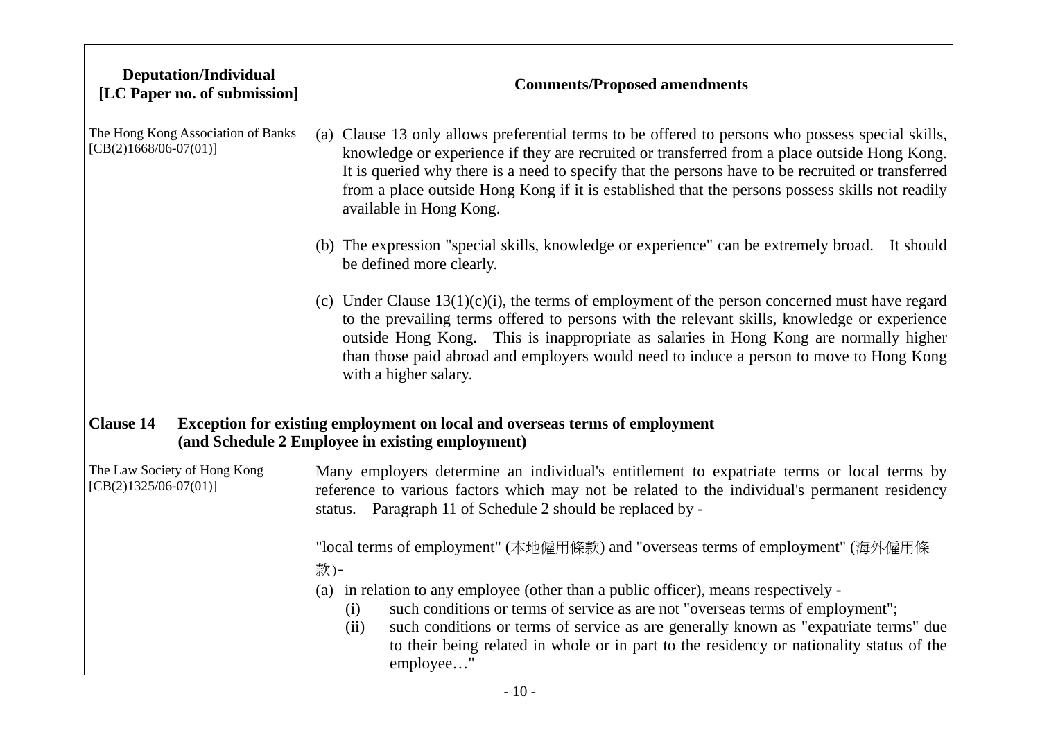| Deputation/Individual [LC Paper no. of submission] | Comments/Proposed amendments |
|---|---|
| The Hong Kong Association of Banks [CB(2)1668/06-07(01)] | (a) Clause 13 only allows preferential terms to be offered to persons who possess special skills, knowledge or experience if they are recruited or transferred from a place outside Hong Kong. It is queried why there is a need to specify that the persons have to be recruited or transferred from a place outside Hong Kong if it is established that the persons possess skills not readily available in Hong Kong.<br><br>(b) The expression "special skills, knowledge or experience" can be extremely broad. It should be defined more clearly.<br><br>(c) Under Clause 13(1)(c)(i), the terms of employment of the person concerned must have regard to the prevailing terms offered to persons with the relevant skills, knowledge or experience outside Hong Kong. This is inappropriate as salaries in Hong Kong are normally higher than those paid abroad and employers would need to induce a person to move to Hong Kong with a higher salary. |
| **Clause 14 Exception for existing employment on local and overseas terms of employment (and Schedule 2 Employee in existing employment)** | |
| The Law Society of Hong Kong [CB(2)1325/06-07(01)] | Many employers determine an individual's entitlement to expatriate terms or local terms by reference to various factors which may not be related to the individual's permanent residency status. Paragraph 11 of Schedule 2 should be replaced by -<br><br>"local terms of employment" (本地僱用條款) and "overseas terms of employment" (海外僱用條款)-<br>(a) in relation to any employee (other than a public officer), means respectively -<br>(i) such conditions or terms of service as are not "overseas terms of employment";<br>(ii) such conditions or terms of service as are generally known as "expatriate terms" due to their being related in whole or in part to the residency or nationality status of the employee…" |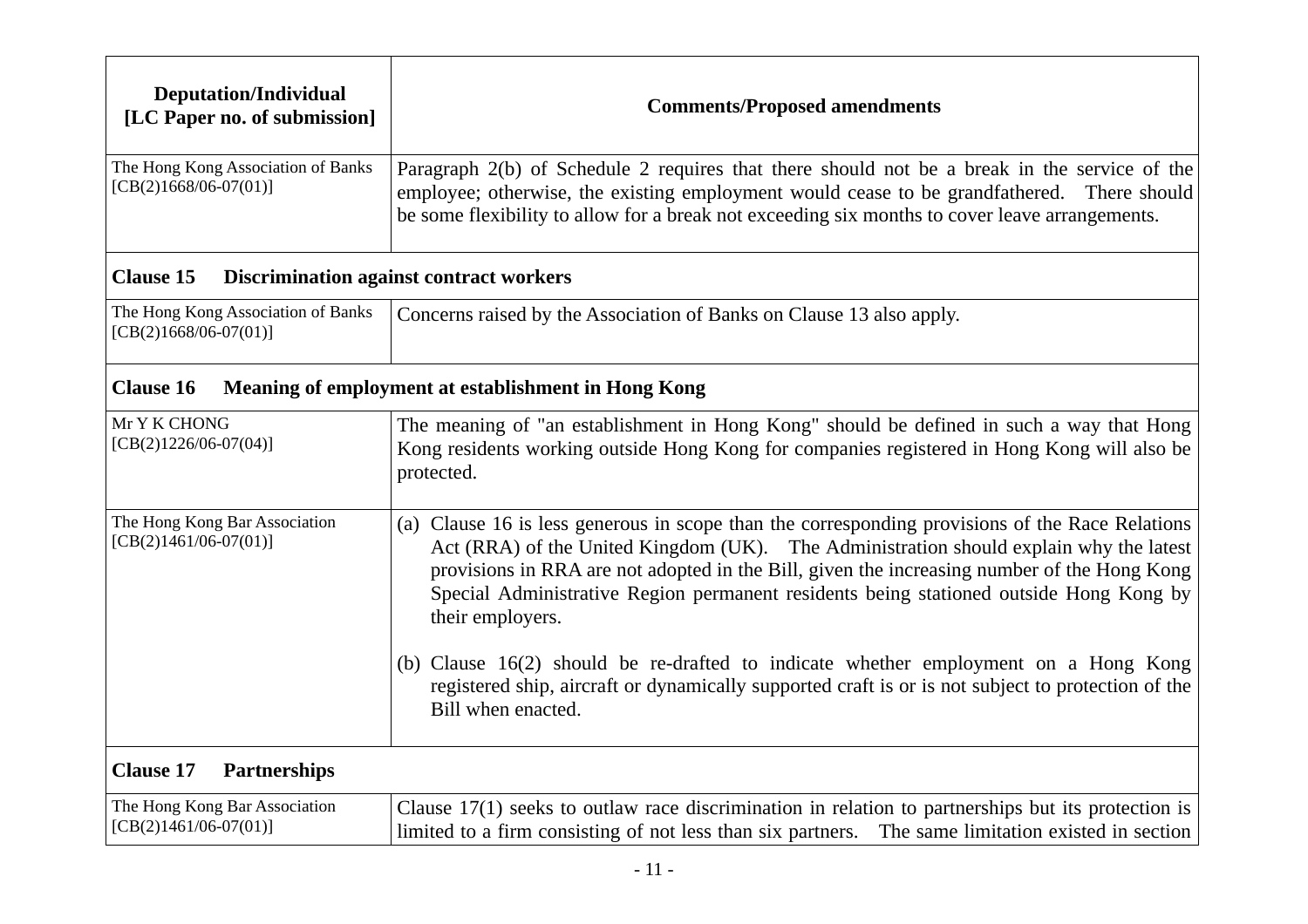| Deputation/Individual [LC Paper no. of submission] | Comments/Proposed amendments |
|---|---|
| The Hong Kong Association of Banks [CB(2)1668/06-07(01)] | Paragraph 2(b) of Schedule 2 requires that there should not be a break in the service of the employee; otherwise, the existing employment would cease to be grandfathered. There should be some flexibility to allow for a break not exceeding six months to cover leave arrangements. |
| **Clause 15 Discrimination against contract workers** | |
| The Hong Kong Association of Banks [CB(2)1668/06-07(01)] | Concerns raised by the Association of Banks on Clause 13 also apply. |
| **Clause 16 Meaning of employment at establishment in Hong Kong** | |
| Mr Y K CHONG [CB(2)1226/06-07(04)] | The meaning of "an establishment in Hong Kong" should be defined in such a way that Hong Kong residents working outside Hong Kong for companies registered in Hong Kong will also be protected. |
| The Hong Kong Bar Association [CB(2)1461/06-07(01)] | (a) Clause 16 is less generous in scope than the corresponding provisions of the Race Relations Act (RRA) of the United Kingdom (UK). The Administration should explain why the latest provisions in RRA are not adopted in the Bill, given the increasing number of the Hong Kong Special Administrative Region permanent residents being stationed outside Hong Kong by their employers.<br><br>(b) Clause 16(2) should be re-drafted to indicate whether employment on a Hong Kong registered ship, aircraft or dynamically supported craft is or is not subject to protection of the Bill when enacted. |
| **Clause 17 Partnerships** | |
| The Hong Kong Bar Association [CB(2)1461/06-07(01)] | Clause 17(1) seeks to outlaw race discrimination in relation to partnerships but its protection is limited to a firm consisting of not less than six partners. The same limitation existed in section |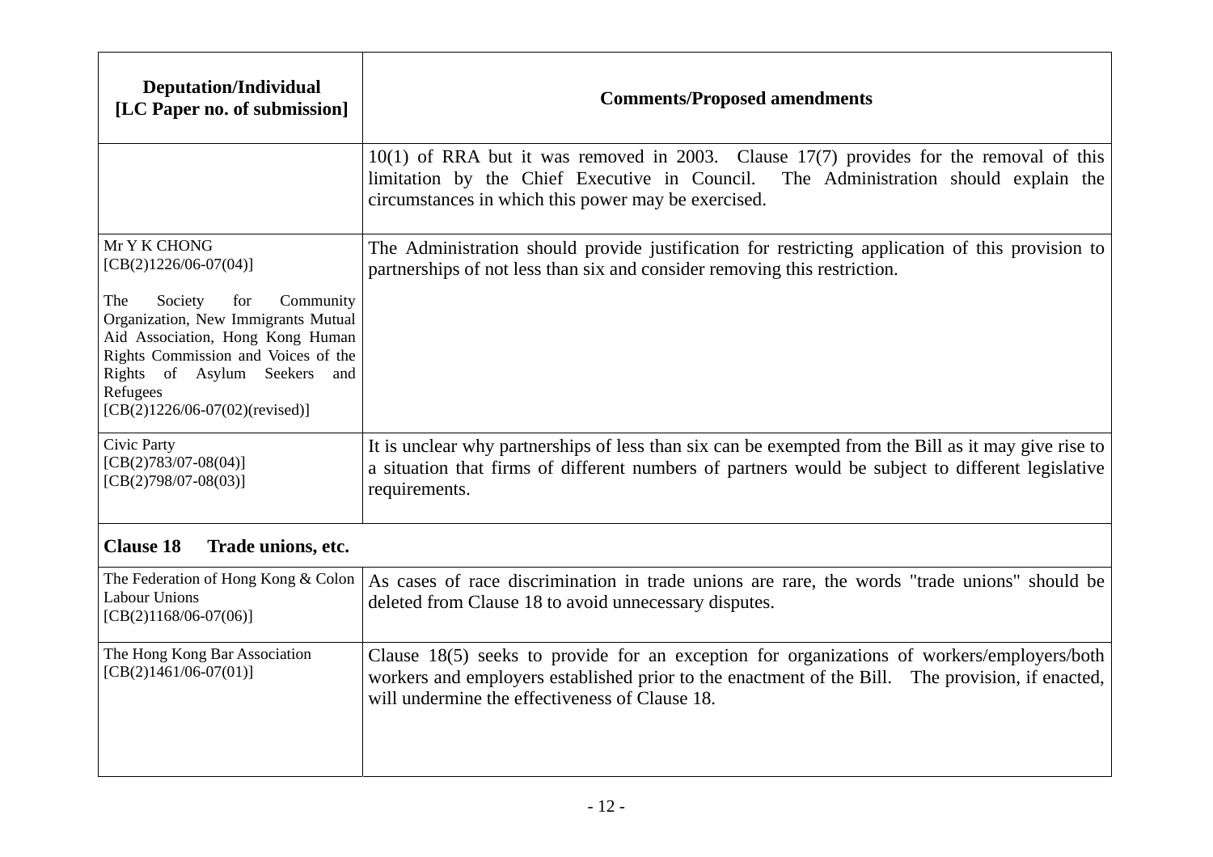| Deputation/Individual [LC Paper no. of submission] | Comments/Proposed amendments |
|---|---|
| | 10(1) of RRA but it was removed in 2003. Clause 17(7) provides for the removal of this limitation by the Chief Executive in Council. The Administration should explain the circumstances in which this power may be exercised. |
| Mr Y K CHONG [CB(2)1226/06-07(04)]<br><br>The Society for Community Organization, New Immigrants Mutual Aid Association, Hong Kong Human Rights Commission and Voices of the Rights of Asylum Seekers and Refugees [CB(2)1226/06-07(02)(revised)] | The Administration should provide justification for restricting application of this provision to partnerships of not less than six and consider removing this restriction. |
| Civic Party [CB(2)783/07-08(04)] [CB(2)798/07-08(03)] | It is unclear why partnerships of less than six can be exempted from the Bill as it may give rise to a situation that firms of different numbers of partners would be subject to different legislative requirements. |
| **Clause 18 Trade unions, etc.** | |
| The Federation of Hong Kong & Colon Labour Unions [CB(2)1168/06-07(06)] | As cases of race discrimination in trade unions are rare, the words "trade unions" should be deleted from Clause 18 to avoid unnecessary disputes. |
| The Hong Kong Bar Association [CB(2)1461/06-07(01)] | Clause 18(5) seeks to provide for an exception for organizations of workers/employers/both workers and employers established prior to the enactment of the Bill. The provision, if enacted, will undermine the effectiveness of Clause 18. |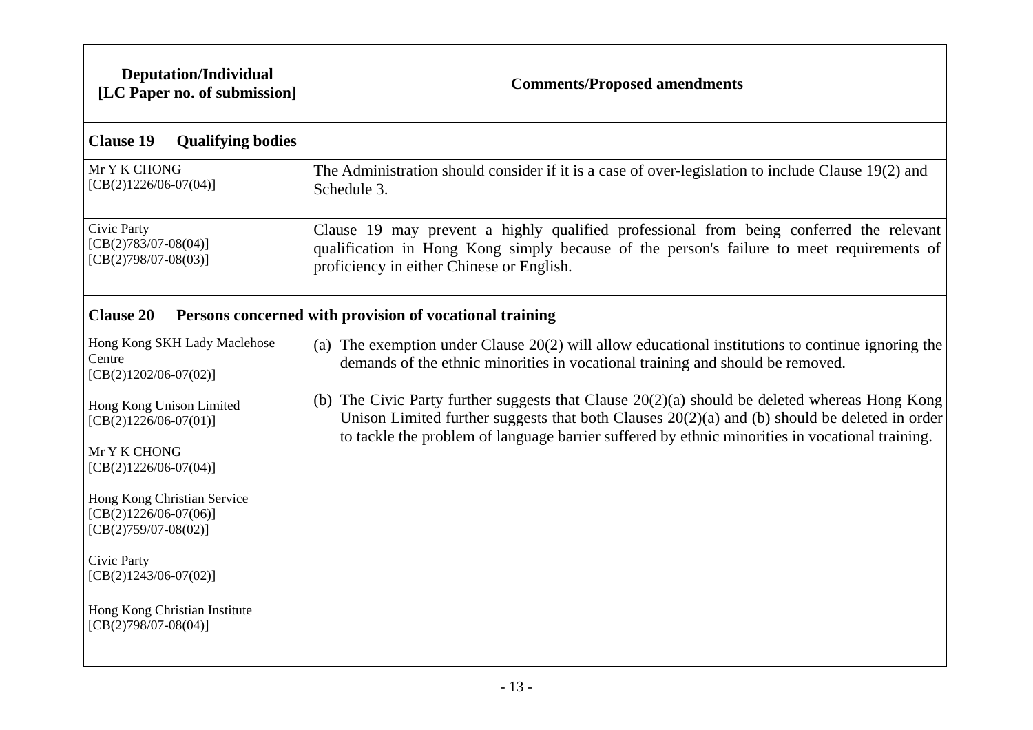| Deputation/Individual [LC Paper no. of submission] | Comments/Proposed amendments |
|---|---|
| **Clause 19 Qualifying bodies** | |
| Mr Y K CHONG [CB(2)1226/06-07(04)] | The Administration should consider if it is a case of over-legislation to include Clause 19(2) and Schedule 3. |
| Civic Party [CB(2)783/07-08(04)] [CB(2)798/07-08(03)] | Clause 19 may prevent a highly qualified professional from being conferred the relevant qualification in Hong Kong simply because of the person's failure to meet requirements of proficiency in either Chinese or English. |
| **Clause 20 Persons concerned with provision of vocational training** | |
| Hong Kong SKH Lady Maclehose Centre [CB(2)1202/06-07(02)]<br><br>Hong Kong Unison Limited [CB(2)1226/06-07(01)]<br><br>Mr Y K CHONG [CB(2)1226/06-07(04)]<br><br>Hong Kong Christian Service [CB(2)1226/06-07(06)] [CB(2)759/07-08(02)]<br><br>Civic Party [CB(2)1243/06-07(02)]<br><br>Hong Kong Christian Institute [CB(2)798/07-08(04)] | (a) The exemption under Clause 20(2) will allow educational institutions to continue ignoring the demands of the ethnic minorities in vocational training and should be removed.<br><br>(b) The Civic Party further suggests that Clause 20(2)(a) should be deleted whereas Hong Kong Unison Limited further suggests that both Clauses 20(2)(a) and (b) should be deleted in order to tackle the problem of language barrier suffered by ethnic minorities in vocational training. |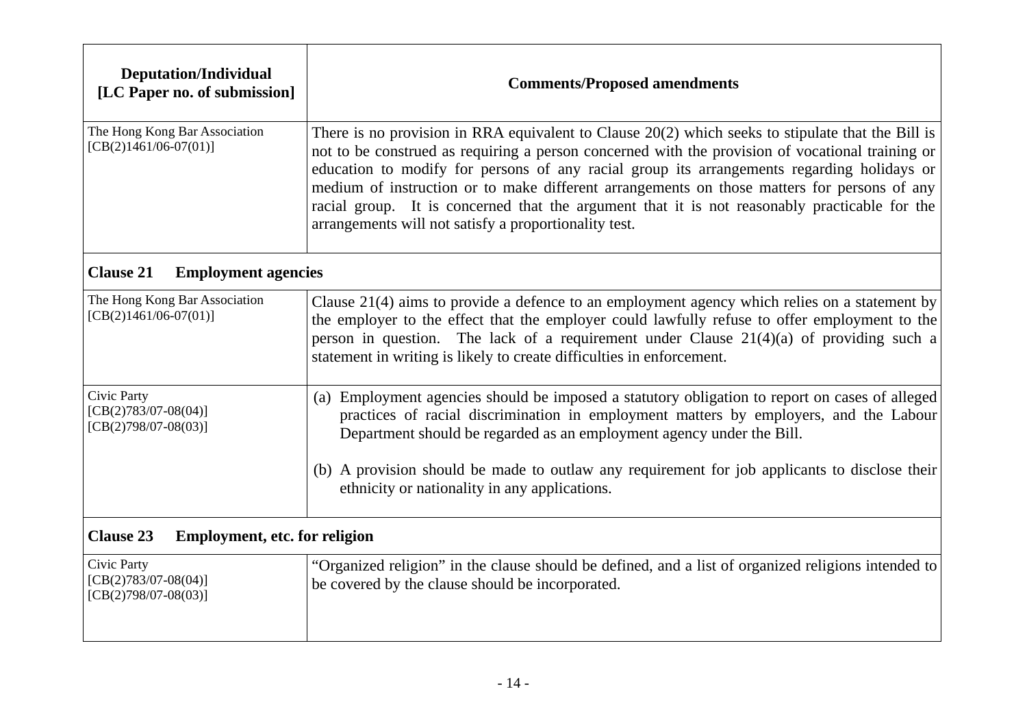| Deputation/Individual [LC Paper no. of submission] | Comments/Proposed amendments |
|---|---|
| The Hong Kong Bar Association [CB(2)1461/06-07(01)] | There is no provision in RRA equivalent to Clause 20(2) which seeks to stipulate that the Bill is not to be construed as requiring a person concerned with the provision of vocational training or education to modify for persons of any racial group its arrangements regarding holidays or medium of instruction or to make different arrangements on those matters for persons of any racial group. It is concerned that the argument that it is not reasonably practicable for the arrangements will not satisfy a proportionality test. |
| **Clause 21 Employment agencies** | |
| The Hong Kong Bar Association [CB(2)1461/06-07(01)] | Clause 21(4) aims to provide a defence to an employment agency which relies on a statement by the employer to the effect that the employer could lawfully refuse to offer employment to the person in question. The lack of a requirement under Clause 21(4)(a) of providing such a statement in writing is likely to create difficulties in enforcement. |
| Civic Party [CB(2)783/07-08(04)] [CB(2)798/07-08(03)] | (a) Employment agencies should be imposed a statutory obligation to report on cases of alleged practices of racial discrimination in employment matters by employers, and the Labour Department should be regarded as an employment agency under the Bill.<br><br>(b) A provision should be made to outlaw any requirement for job applicants to disclose their ethnicity or nationality in any applications. |
| **Clause 23 Employment, etc. for religion** | |
| Civic Party [CB(2)783/07-08(04)] [CB(2)798/07-08(03)] | "Organized religion" in the clause should be defined, and a list of organized religions intended to be covered by the clause should be incorporated. |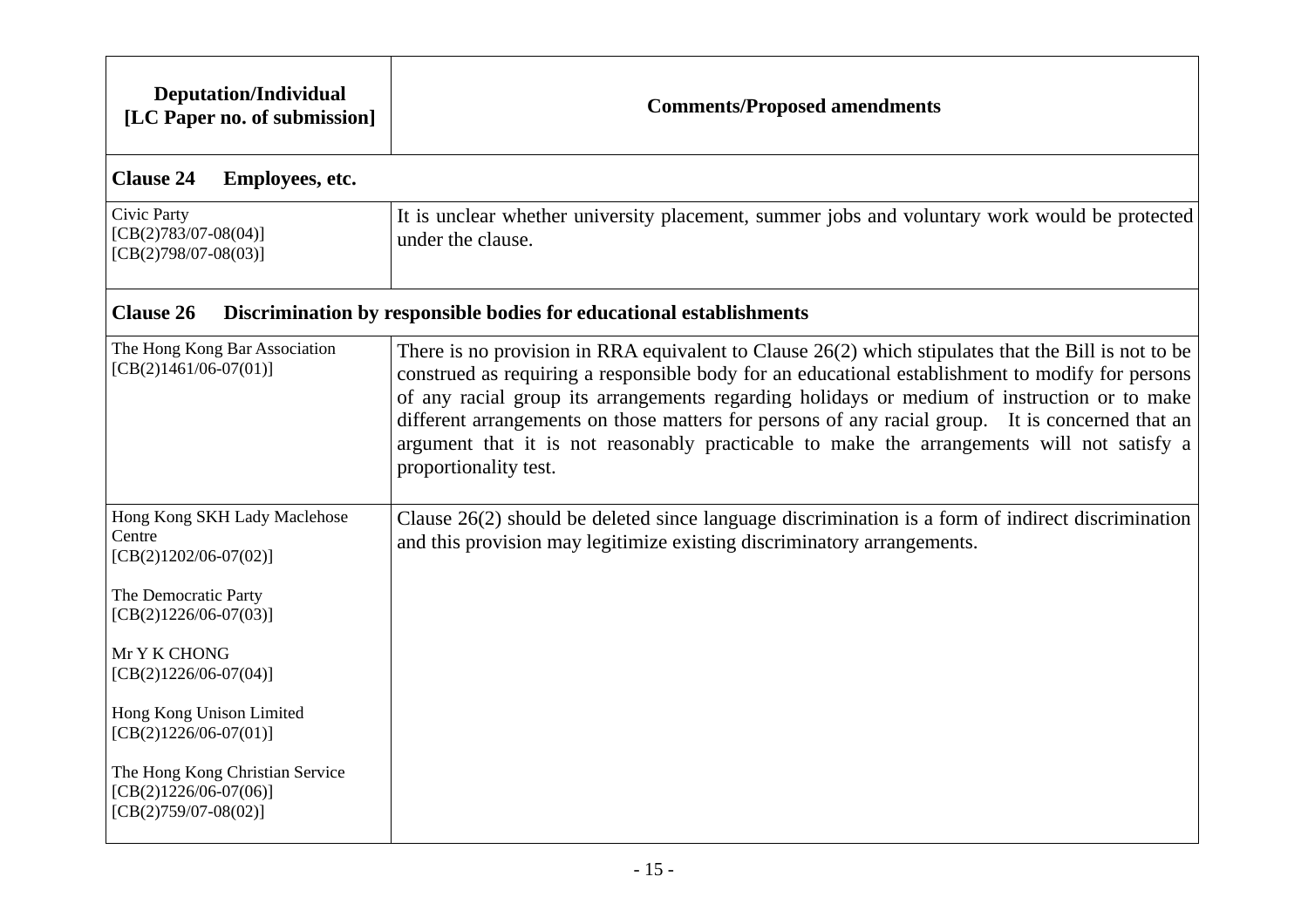| Deputation/Individual [LC Paper no. of submission] | Comments/Proposed amendments |
|---|---|
| **Clause 24 Employees, etc.** | |
| Civic Party [CB(2)783/07-08(04)] [CB(2)798/07-08(03)] | It is unclear whether university placement, summer jobs and voluntary work would be protected under the clause. |
| **Clause 26 Discrimination by responsible bodies for educational establishments** | |
| The Hong Kong Bar Association [CB(2)1461/06-07(01)] | There is no provision in RRA equivalent to Clause 26(2) which stipulates that the Bill is not to be construed as requiring a responsible body for an educational establishment to modify for persons of any racial group its arrangements regarding holidays or medium of instruction or to make different arrangements on those matters for persons of any racial group. It is concerned that an argument that it is not reasonably practicable to make the arrangements will not satisfy a proportionality test. |
| Hong Kong SKH Lady Maclehose Centre [CB(2)1202/06-07(02)]<br><br>The Democratic Party [CB(2)1226/06-07(03)]<br><br>Mr Y K CHONG [CB(2)1226/06-07(04)]<br><br>Hong Kong Unison Limited [CB(2)1226/06-07(01)]<br><br>The Hong Kong Christian Service [CB(2)1226/06-07(06)] [CB(2)759/07-08(02)] | Clause 26(2) should be deleted since language discrimination is a form of indirect discrimination and this provision may legitimize existing discriminatory arrangements. |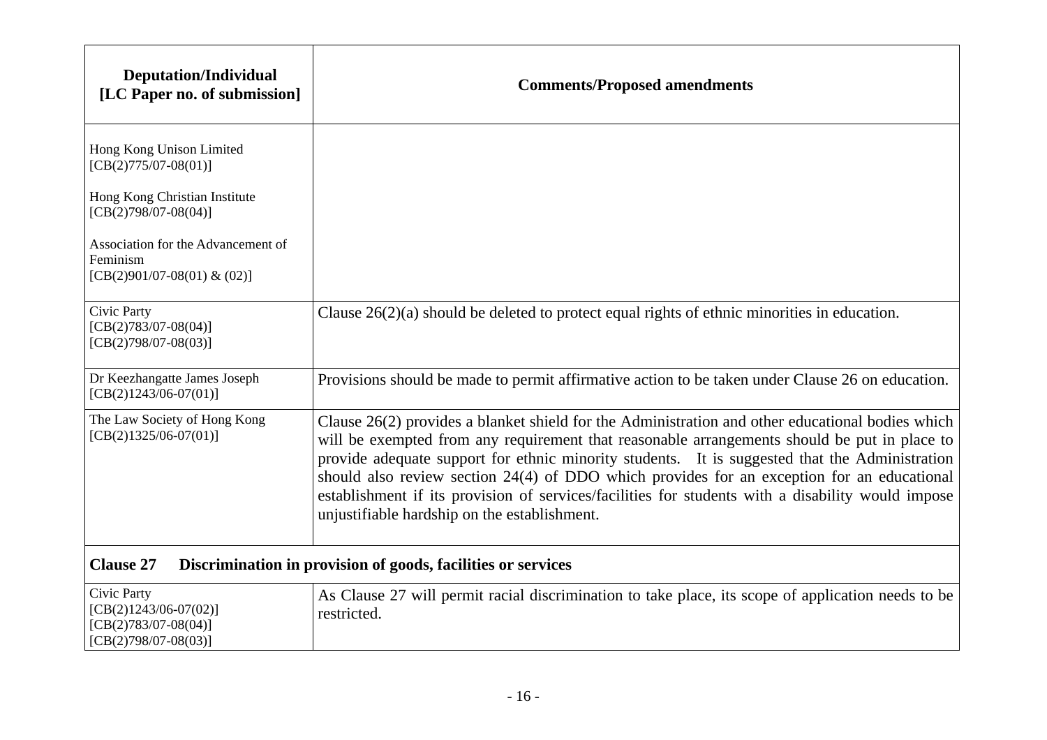| Deputation/Individual [LC Paper no. of submission] | Comments/Proposed amendments |
| --- | --- |
| Hong Kong Unison Limited [CB(2)775/07-08(01)]<br><br>Hong Kong Christian Institute [CB(2)798/07-08(04)]<br><br>Association for the Advancement of Feminism [CB(2)901/07-08(01) & (02)] | |
| Civic Party [CB(2)783/07-08(04)] [CB(2)798/07-08(03)] | Clause 26(2)(a) should be deleted to protect equal rights of ethnic minorities in education. |
| Dr Keezhangatte James Joseph [CB(2)1243/06-07(01)] | Provisions should be made to permit affirmative action to be taken under Clause 26 on education. |
| The Law Society of Hong Kong [CB(2)1325/06-07(01)] | Clause 26(2) provides a blanket shield for the Administration and other educational bodies which will be exempted from any requirement that reasonable arrangements should be put in place to provide adequate support for ethnic minority students. It is suggested that the Administration should also review section 24(4) of DDO which provides for an exception for an educational establishment if its provision of services/facilities for students with a disability would impose unjustifiable hardship on the establishment. |
| **Clause 27 Discrimination in provision of goods, facilities or services** | |
| Civic Party [CB(2)1243/06-07(02)] [CB(2)783/07-08(04)] [CB(2)798/07-08(03)] | As Clause 27 will permit racial discrimination to take place, its scope of application needs to be restricted. |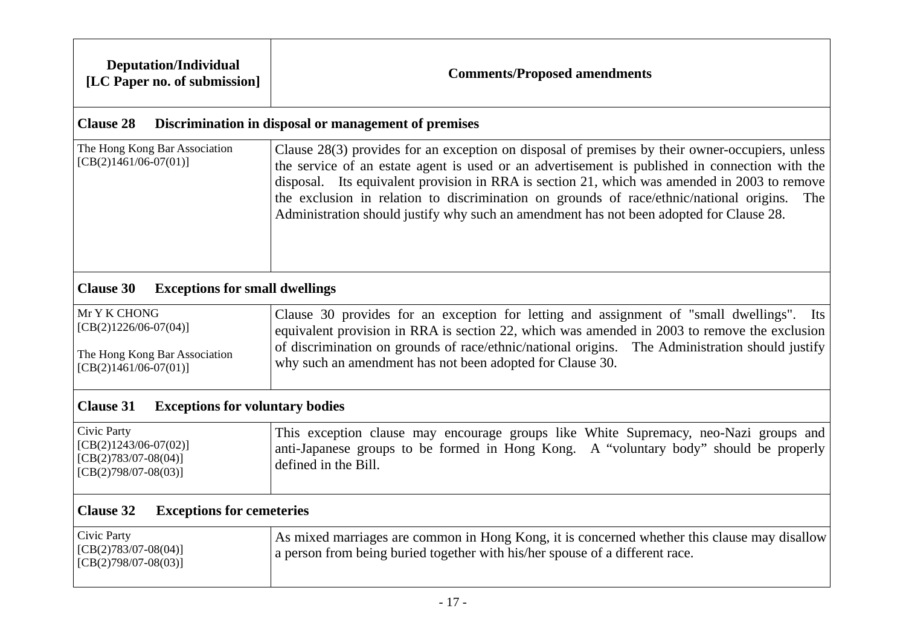| Deputation/Individual [LC Paper no. of submission] | Comments/Proposed amendments |
|---|---|
| **Clause 28 Discrimination in disposal or management of premises** | |
| The Hong Kong Bar Association [CB(2)1461/06-07(01)] | Clause 28(3) provides for an exception on disposal of premises by their owner-occupiers, unless the service of an estate agent is used or an advertisement is published in connection with the disposal. Its equivalent provision in RRA is section 21, which was amended in 2003 to remove the exclusion in relation to discrimination on grounds of race/ethnic/national origins. The Administration should justify why such an amendment has not been adopted for Clause 28. |
| **Clause 30 Exceptions for small dwellings** | |
| Mr Y K CHONG [CB(2)1226/06-07(04)]<br><br>The Hong Kong Bar Association [CB(2)1461/06-07(01)] | Clause 30 provides for an exception for letting and assignment of "small dwellings". Its equivalent provision in RRA is section 22, which was amended in 2003 to remove the exclusion of discrimination on grounds of race/ethnic/national origins. The Administration should justify why such an amendment has not been adopted for Clause 30. |
| **Clause 31 Exceptions for voluntary bodies** | |
| Civic Party [CB(2)1243/06-07(02)] [CB(2)783/07-08(04)] [CB(2)798/07-08(03)] | This exception clause may encourage groups like White Supremacy, neo-Nazi groups and anti-Japanese groups to be formed in Hong Kong. A "voluntary body" should be properly defined in the Bill. |
| **Clause 32 Exceptions for cemeteries** | |
| Civic Party [CB(2)783/07-08(04)] [CB(2)798/07-08(03)] | As mixed marriages are common in Hong Kong, it is concerned whether this clause may disallow a person from being buried together with his/her spouse of a different race. |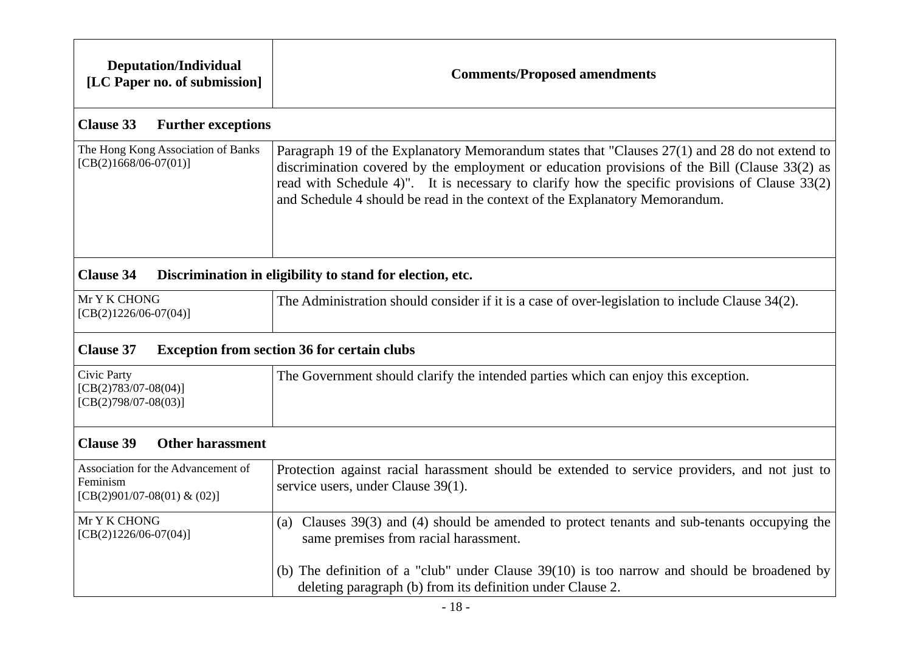| Deputation/Individual [LC Paper no. of submission] | Comments/Proposed amendments |
|---|---|
| **Clause 33 Further exceptions** | |
| The Hong Kong Association of Banks [CB(2)1668/06-07(01)] | Paragraph 19 of the Explanatory Memorandum states that "Clauses 27(1) and 28 do not extend to discrimination covered by the employment or education provisions of the Bill (Clause 33(2) as read with Schedule 4)". It is necessary to clarify how the specific provisions of Clause 33(2) and Schedule 4 should be read in the context of the Explanatory Memorandum. |
| **Clause 34 Discrimination in eligibility to stand for election, etc.** | |
| Mr Y K CHONG [CB(2)1226/06-07(04)] | The Administration should consider if it is a case of over-legislation to include Clause 34(2). |
| **Clause 37 Exception from section 36 for certain clubs** | |
| Civic Party [CB(2)783/07-08(04)] [CB(2)798/07-08(03)] | The Government should clarify the intended parties which can enjoy this exception. |
| **Clause 39 Other harassment** | |
| Association for the Advancement of Feminism [CB(2)901/07-08(01) & (02)] | Protection against racial harassment should be extended to service providers, and not just to service users, under Clause 39(1). |
| Mr Y K CHONG [CB(2)1226/06-07(04)] | (a) Clauses 39(3) and (4) should be amended to protect tenants and sub-tenants occupying the same premises from racial harassment.<br><br>(b) The definition of a "club" under Clause 39(10) is too narrow and should be broadened by deleting paragraph (b) from its definition under Clause 2. |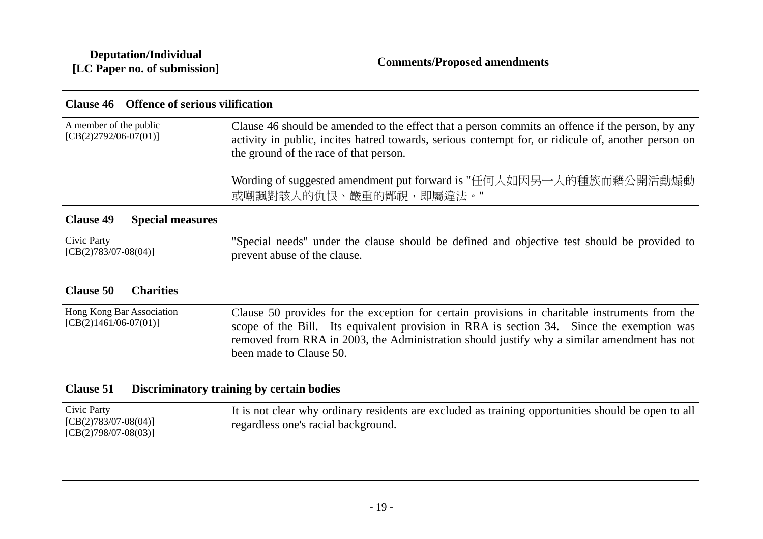| Deputation/Individual [LC Paper no. of submission] | Comments/Proposed amendments |
|---|---|
| **Clause 46 Offence of serious vilification** | |
| A member of the public [CB(2)2792/06-07(01)] | Clause 46 should be amended to the effect that a person commits an offence if the person, by any activity in public, incites hatred towards, serious contempt for, or ridicule of, another person on the ground of the race of that person.<br><br>Wording of suggested amendment put forward is "任何人如因另一人的種族而藉公開活動煽動或嘲諷對該人的仇恨、嚴重的鄙視，即屬違法。" |
| **Clause 49 Special measures** | |
| Civic Party [CB(2)783/07-08(04)] | "Special needs" under the clause should be defined and objective test should be provided to prevent abuse of the clause. |
| **Clause 50 Charities** | |
| Hong Kong Bar Association [CB(2)1461/06-07(01)] | Clause 50 provides for the exception for certain provisions in charitable instruments from the scope of the Bill. Its equivalent provision in RRA is section 34. Since the exemption was removed from RRA in 2003, the Administration should justify why a similar amendment has not been made to Clause 50. |
| **Clause 51 Discriminatory training by certain bodies** | |
| Civic Party [CB(2)783/07-08(04)] [CB(2)798/07-08(03)] | It is not clear why ordinary residents are excluded as training opportunities should be open to all regardless one's racial background. |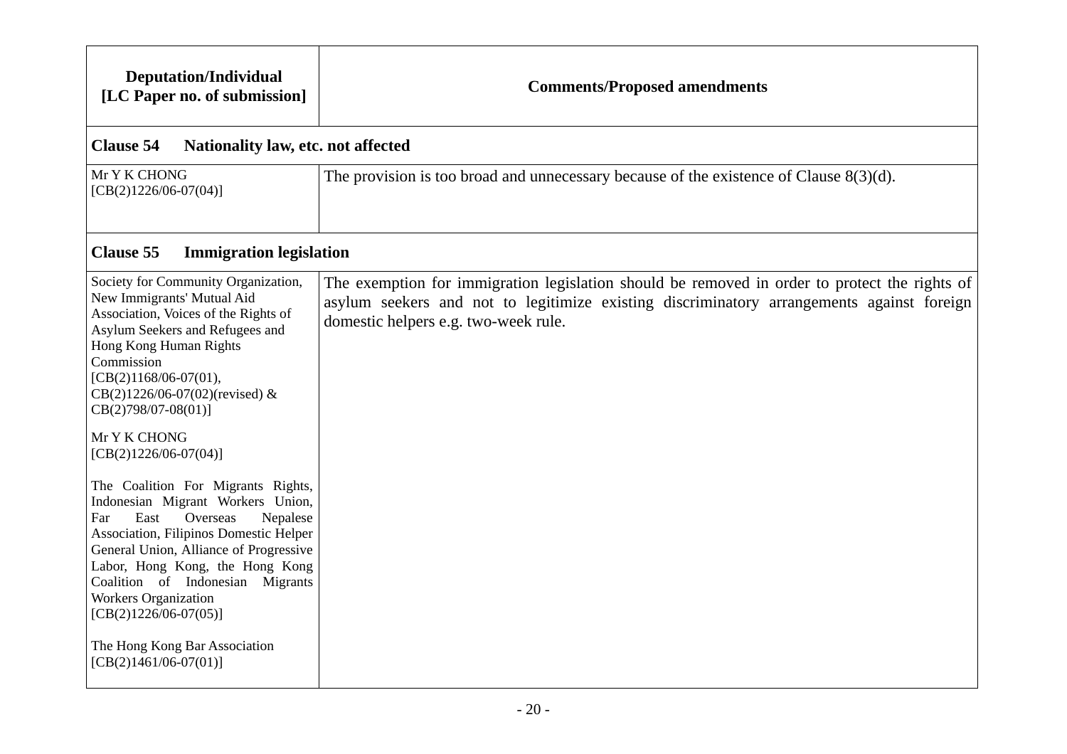| Deputation/Individual [LC Paper no. of submission] | Comments/Proposed amendments |
|---|---|
| **Clause 54 Nationality law, etc. not affected** | |
| Mr Y K CHONG [CB(2)1226/06-07(04)] | The provision is too broad and unnecessary because of the existence of Clause 8(3)(d). |
| **Clause 55 Immigration legislation** | |
| Society for Community Organization, New Immigrants' Mutual Aid Association, Voices of the Rights of Asylum Seekers and Refugees and Hong Kong Human Rights Commission [CB(2)1168/06-07(01), CB(2)1226/06-07(02)(revised) & CB(2)798/07-08(01)]<br><br>Mr Y K CHONG [CB(2)1226/06-07(04)]<br><br>The Coalition For Migrants Rights, Indonesian Migrant Workers Union, Far East Overseas Nepalese Association, Filipinos Domestic Helper General Union, Alliance of Progressive Labor, Hong Kong, the Hong Kong Coalition of Indonesian Migrants Workers Organization [CB(2)1226/06-07(05)]<br><br>The Hong Kong Bar Association [CB(2)1461/06-07(01)] | The exemption for immigration legislation should be removed in order to protect the rights of asylum seekers and not to legitimize existing discriminatory arrangements against foreign domestic helpers e.g. two-week rule. |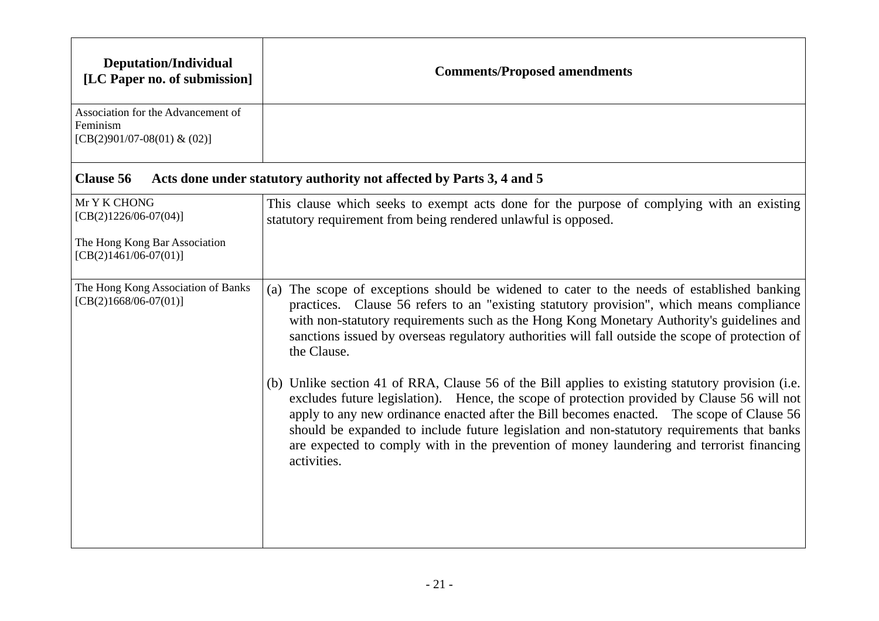| Deputation/Individual [LC Paper no. of submission] | Comments/Proposed amendments |
|---|---|
| Association for the Advancement of Feminism [CB(2)901/07-08(01) & (02)] | |
| **Clause 56 Acts done under statutory authority not affected by Parts 3, 4 and 5** | |
| Mr Y K CHONG [CB(2)1226/06-07(04)]<br><br>The Hong Kong Bar Association [CB(2)1461/06-07(01)] | This clause which seeks to exempt acts done for the purpose of complying with an existing statutory requirement from being rendered unlawful is opposed. |
| The Hong Kong Association of Banks [CB(2)1668/06-07(01)] | (a) The scope of exceptions should be widened to cater to the needs of established banking practices. Clause 56 refers to an "existing statutory provision", which means compliance with non-statutory requirements such as the Hong Kong Monetary Authority's guidelines and sanctions issued by overseas regulatory authorities will fall outside the scope of protection of the Clause.<br><br>(b) Unlike section 41 of RRA, Clause 56 of the Bill applies to existing statutory provision (i.e. excludes future legislation). Hence, the scope of protection provided by Clause 56 will not apply to any new ordinance enacted after the Bill becomes enacted. The scope of Clause 56 should be expanded to include future legislation and non-statutory requirements that banks are expected to comply with in the prevention of money laundering and terrorist financing activities. |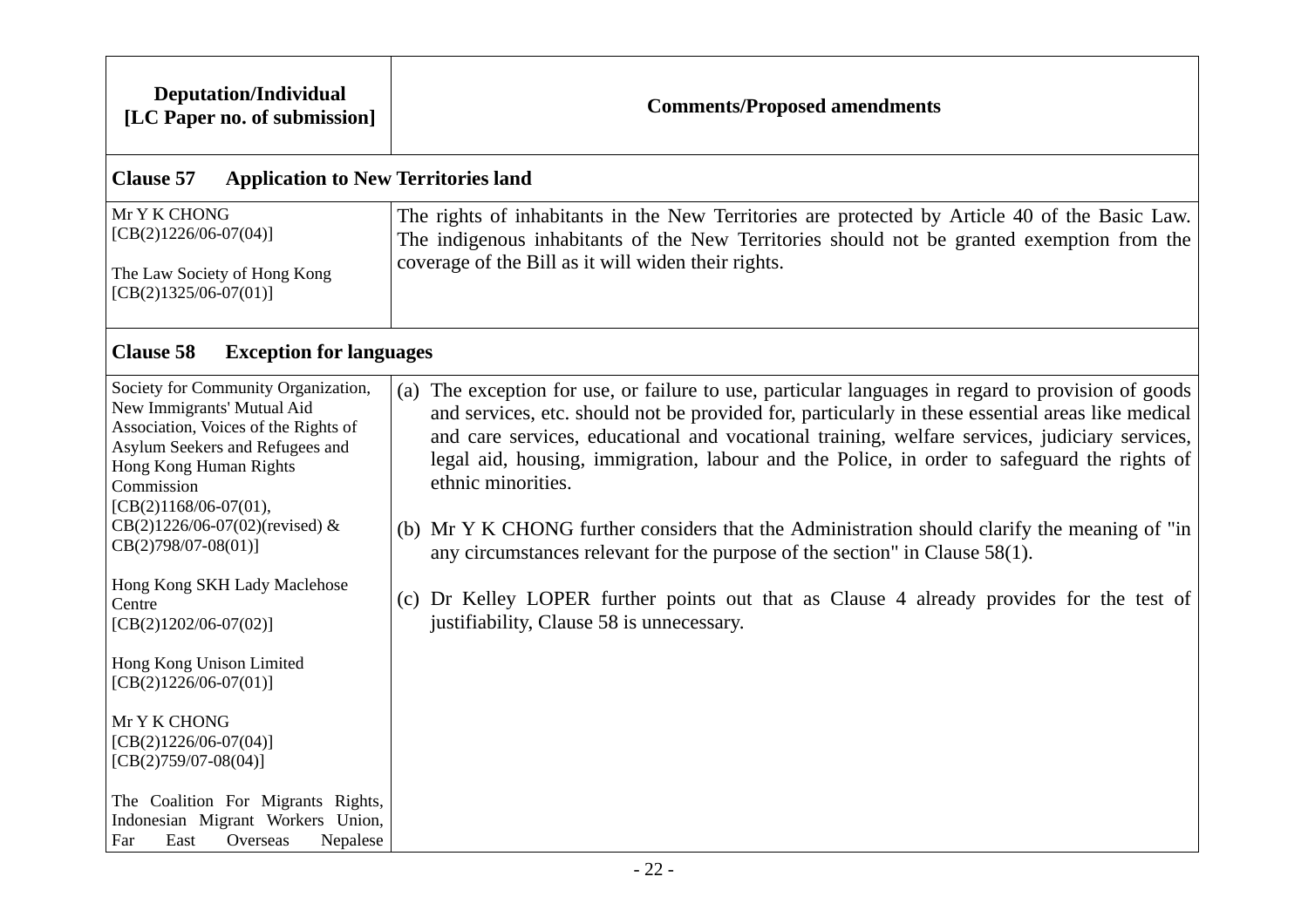| Deputation/Individual [LC Paper no. of submission] | Comments/Proposed amendments |
|---|---|
| **Clause 57 Application to New Territories land** | |
| Mr Y K CHONG [CB(2)1226/06-07(04)]<br><br>The Law Society of Hong Kong [CB(2)1325/06-07(01)] | The rights of inhabitants in the New Territories are protected by Article 40 of the Basic Law. The indigenous inhabitants of the New Territories should not be granted exemption from the coverage of the Bill as it will widen their rights. |
| **Clause 58 Exception for languages** | |
| Society for Community Organization, New Immigrants' Mutual Aid Association, Voices of the Rights of Asylum Seekers and Refugees and Hong Kong Human Rights Commission [CB(2)1168/06-07(01), CB(2)1226/06-07(02)(revised) & CB(2)798/07-08(01)]<br><br>Hong Kong SKH Lady Maclehose Centre [CB(2)1202/06-07(02)]<br><br>Hong Kong Unison Limited [CB(2)1226/06-07(01)]<br><br>Mr Y K CHONG [CB(2)1226/06-07(04)] [CB(2)759/07-08(04)]<br><br>The Coalition For Migrants Rights, Indonesian Migrant Workers Union, Far East Overseas Nepalese | (a) The exception for use, or failure to use, particular languages in regard to provision of goods and services, etc. should not be provided for, particularly in these essential areas like medical and care services, educational and vocational training, welfare services, judiciary services, legal aid, housing, immigration, labour and the Police, in order to safeguard the rights of ethnic minorities.<br><br>(b) Mr Y K CHONG further considers that the Administration should clarify the meaning of "in any circumstances relevant for the purpose of the section" in Clause 58(1).<br><br>(c) Dr Kelley LOPER further points out that as Clause 4 already provides for the test of justifiability, Clause 58 is unnecessary. |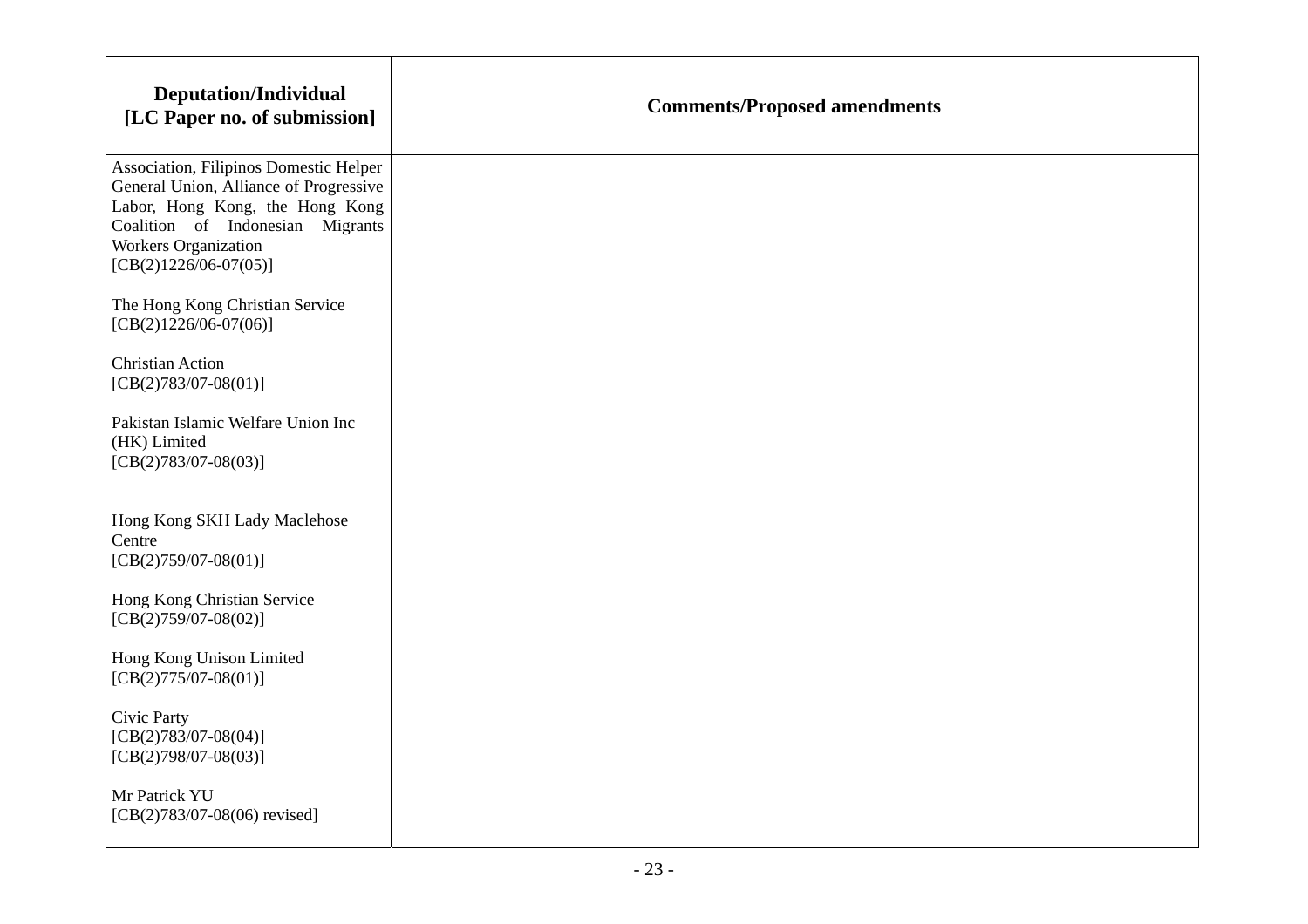| Deputation/Individual [LC Paper no. of submission] | Comments/Proposed amendments |
|---|---|
| Association, Filipinos Domestic Helper General Union, Alliance of Progressive Labor, Hong Kong, the Hong Kong Coalition of Indonesian Migrants Workers Organization [CB(2)1226/06-07(05)]<br><br>The Hong Kong Christian Service [CB(2)1226/06-07(06)]<br><br>Christian Action [CB(2)783/07-08(01)]<br><br>Pakistan Islamic Welfare Union Inc (HK) Limited [CB(2)783/07-08(03)]<br><br>Hong Kong SKH Lady Maclehose Centre [CB(2)759/07-08(01)]<br><br>Hong Kong Christian Service [CB(2)759/07-08(02)]<br><br>Hong Kong Unison Limited [CB(2)775/07-08(01)]<br><br>Civic Party [CB(2)783/07-08(04)] [CB(2)798/07-08(03)]<br><br>Mr Patrick YU [CB(2)783/07-08(06) revised] | |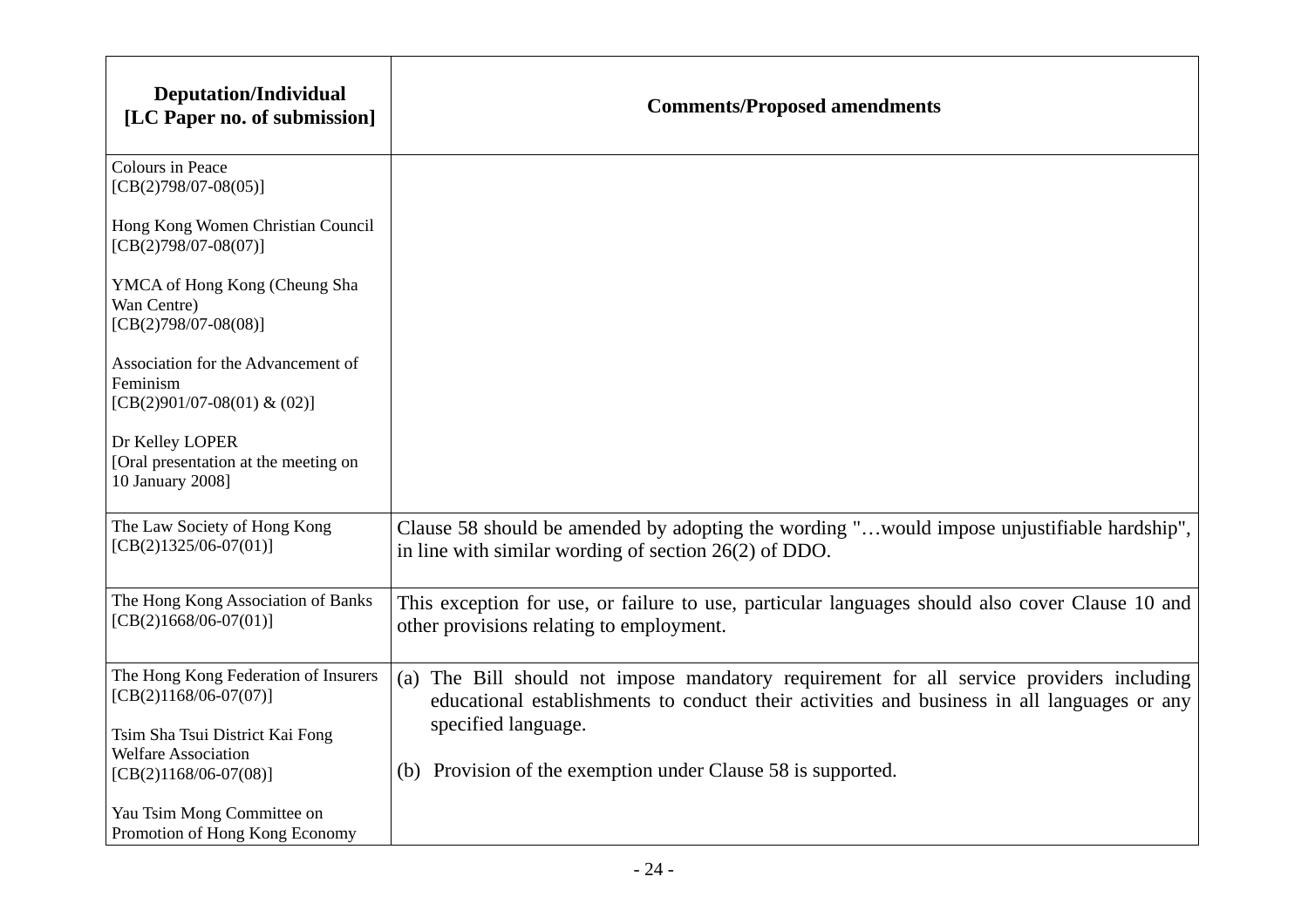| Deputation/Individual [LC Paper no. of submission] | Comments/Proposed amendments |
|---|---|
| Colours in Peace [CB(2)798/07-08(05)]<br><br>Hong Kong Women Christian Council [CB(2)798/07-08(07)]<br><br>YMCA of Hong Kong (Cheung Sha Wan Centre) [CB(2)798/07-08(08)]<br><br>Association for the Advancement of Feminism [CB(2)901/07-08(01) & (02)]<br><br>Dr Kelley LOPER [Oral presentation at the meeting on 10 January 2008] | |
| The Law Society of Hong Kong [CB(2)1325/06-07(01)] | Clause 58 should be amended by adopting the wording "…would impose unjustifiable hardship", in line with similar wording of section 26(2) of DDO. |
| The Hong Kong Association of Banks [CB(2)1668/06-07(01)] | This exception for use, or failure to use, particular languages should also cover Clause 10 and other provisions relating to employment. |
| The Hong Kong Federation of Insurers [CB(2)1168/06-07(07)]<br><br>Tsim Sha Tsui District Kai Fong Welfare Association [CB(2)1168/06-07(08)]<br><br>Yau Tsim Mong Committee on Promotion of Hong Kong Economy | (a) The Bill should not impose mandatory requirement for all service providers including educational establishments to conduct their activities and business in all languages or any specified language.<br><br>(b) Provision of the exemption under Clause 58 is supported. |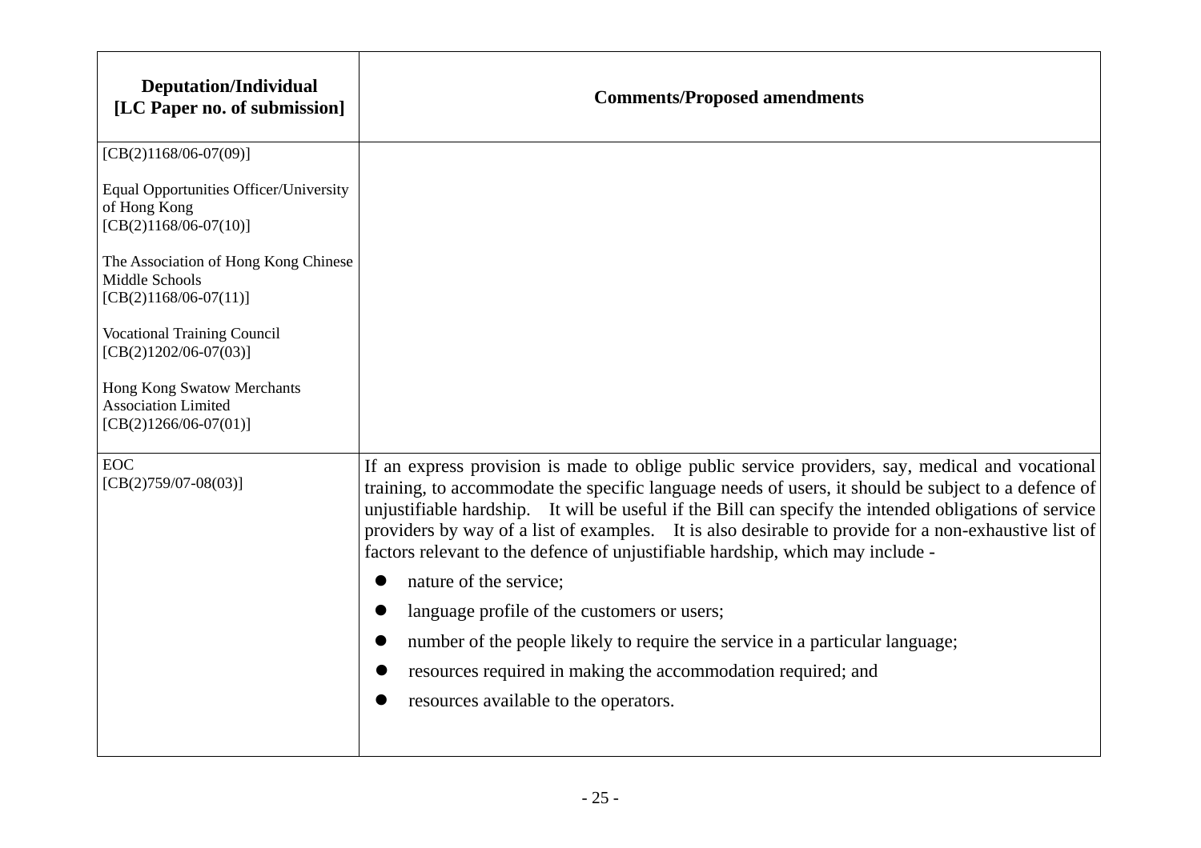| Deputation/Individual [LC Paper no. of submission] | Comments/Proposed amendments |
| --- | --- |
| [CB(2)1168/06-07(09)]<br><br>Equal Opportunities Officer/University of Hong Kong [CB(2)1168/06-07(10)]<br><br>The Association of Hong Kong Chinese Middle Schools [CB(2)1168/06-07(11)]<br><br>Vocational Training Council [CB(2)1202/06-07(03)]<br><br>Hong Kong Swatow Merchants Association Limited [CB(2)1266/06-07(01)] | |
| EOC [CB(2)759/07-08(03)] | If an express provision is made to oblige public service providers, say, medical and vocational training, to accommodate the specific language needs of users, it should be subject to a defence of unjustifiable hardship. It will be useful if the Bill can specify the intended obligations of service providers by way of a list of examples. It is also desirable to provide for a non-exhaustive list of factors relevant to the defence of unjustifiable hardship, which may include -<br><br>● nature of the service;<br>● language profile of the customers or users;<br>● number of the people likely to require the service in a particular language;<br>● resources required in making the accommodation required; and<br>● resources available to the operators. |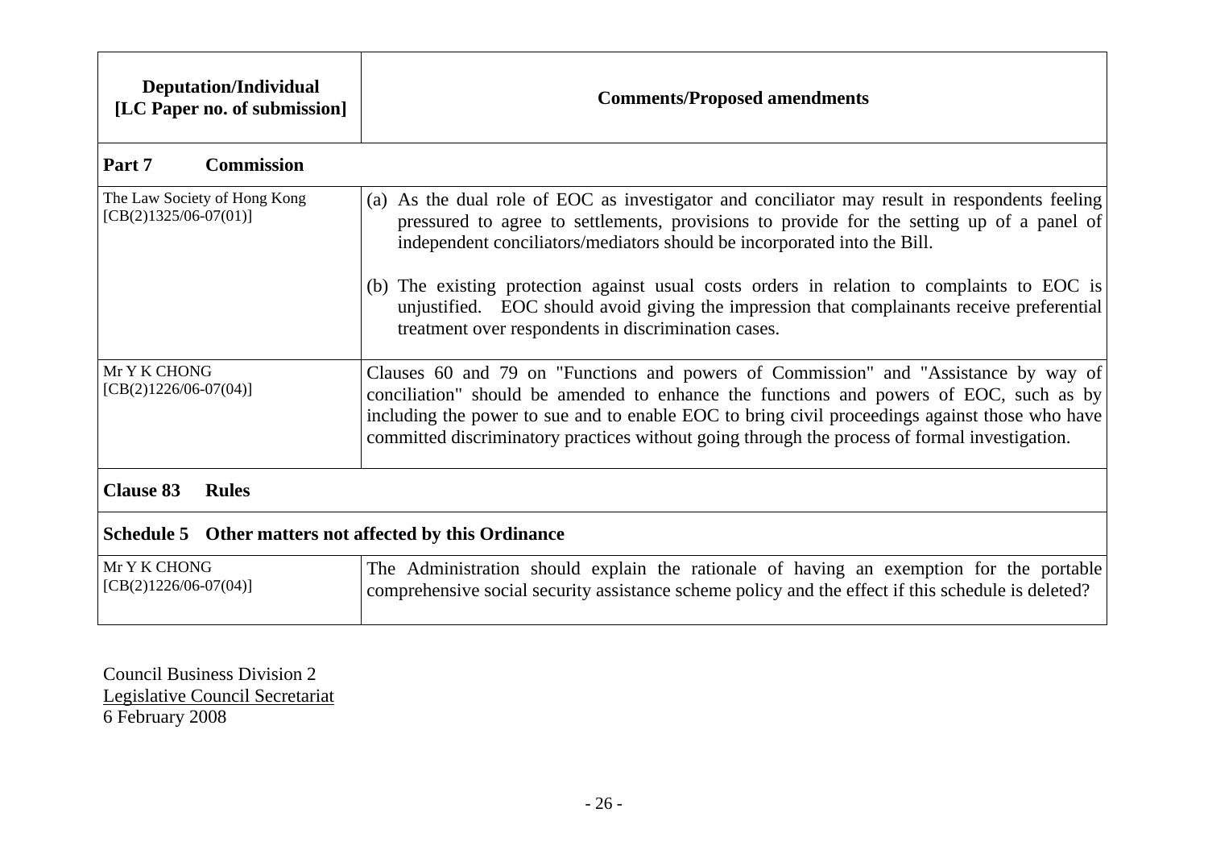| Deputation/Individual [LC Paper no. of submission] | Comments/Proposed amendments |
|---|---|
| **Part 7 Commission** | |
| The Law Society of Hong Kong [CB(2)1325/06-07(01)] | (a) As the dual role of EOC as investigator and conciliator may result in respondents feeling pressured to agree to settlements, provisions to provide for the setting up of a panel of independent conciliators/mediators should be incorporated into the Bill.<br><br>(b) The existing protection against usual costs orders in relation to complaints to EOC is unjustified. EOC should avoid giving the impression that complainants receive preferential treatment over respondents in discrimination cases. |
| Mr Y K CHONG [CB(2)1226/06-07(04)] | Clauses 60 and 79 on "Functions and powers of Commission" and "Assistance by way of conciliation" should be amended to enhance the functions and powers of EOC, such as by including the power to sue and to enable EOC to bring civil proceedings against those who have committed discriminatory practices without going through the process of formal investigation. |
| **Clause 83 Rules** | |
| **Schedule 5 Other matters not affected by this Ordinance** | |
| Mr Y K CHONG [CB(2)1226/06-07(04)] | The Administration should explain the rationale of having an exemption for the portable comprehensive social security assistance scheme policy and the effect if this schedule is deleted? |

Council Business Division 2
Legislative Council Secretariat
6 February 2008